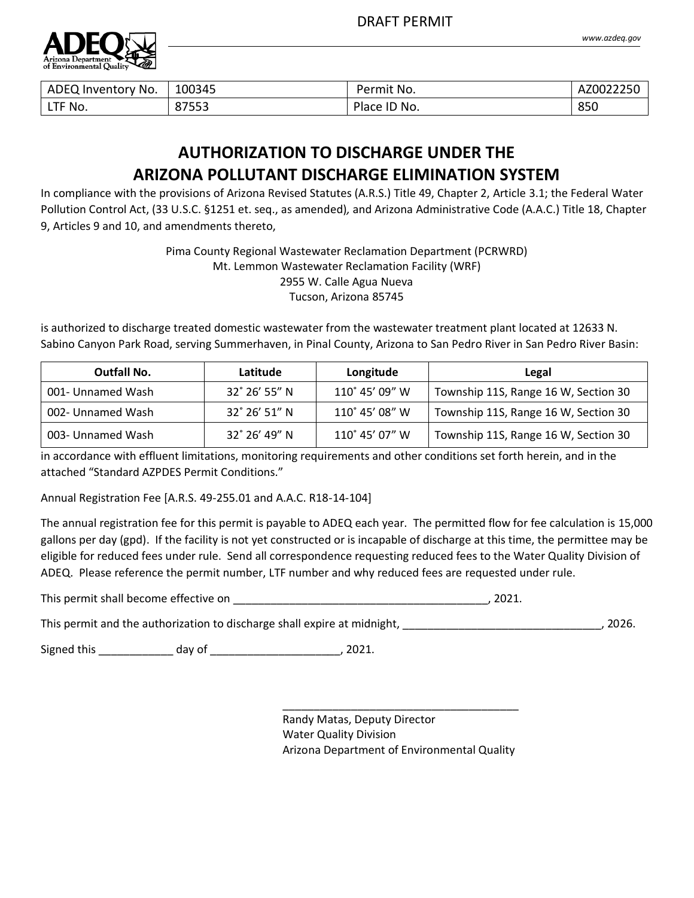DRAFT PERMIT

| ADEQ Inventory No. | 100345 | Permit No. | AZ0022250 |
|---|---|---|---|
| LTF No. | 87553 | Place ID No. | 850 |

# AUTHORIZATION TO DISCHARGE UNDER THE ARIZONA POLLUTANT DISCHARGE ELIMINATION SYSTEM

In compliance with the provisions of Arizona Revised Statutes (A.R.S.) Title 49, Chapter 2, Article 3.1; the Federal Water Pollution Control Act, (33 U.S.C. §1251 et. seq., as amended), and Arizona Administrative Code (A.A.C.) Title 18, Chapter 9, Articles 9 and 10, and amendments thereto,

Pima County Regional Wastewater Reclamation Department (PCRWRD)
Mt. Lemmon Wastewater Reclamation Facility (WRF)
2955 W. Calle Agua Nueva
Tucson, Arizona 85745

is authorized to discharge treated domestic wastewater from the wastewater treatment plant located at 12633 N. Sabino Canyon Park Road, serving Summerhaven, in Pinal County, Arizona to San Pedro River in San Pedro River Basin:

| Outfall No. | Latitude | Longitude | Legal |
|---|---|---|---|
| 001- Unnamed Wash | 32˚ 26' 55" N | 110˚ 45' 09" W | Township 11S, Range 16 W, Section 30 |
| 002- Unnamed Wash | 32˚ 26' 51" N | 110˚ 45' 08" W | Township 11S, Range 16 W, Section 30 |
| 003- Unnamed Wash | 32˚ 26' 49" N | 110˚ 45' 07" W | Township 11S, Range 16 W, Section 30 |

in accordance with effluent limitations, monitoring requirements and other conditions set forth herein, and in the attached "Standard AZPDES Permit Conditions."

Annual Registration Fee [A.R.S. 49-255.01 and A.A.C. R18-14-104]

The annual registration fee for this permit is payable to ADEQ each year. The permitted flow for fee calculation is 15,000 gallons per day (gpd). If the facility is not yet constructed or is incapable of discharge at this time, the permittee may be eligible for reduced fees under rule. Send all correspondence requesting reduced fees to the Water Quality Division of ADEQ. Please reference the permit number, LTF number and why reduced fees are requested under rule.

This permit shall become effective on ________________________________________, 2021.

This permit and the authorization to discharge shall expire at midnight, ________________________________, 2026.

Signed this ____________ day of _____________________, 2021.

_______________________________________
Randy Matas, Deputy Director
Water Quality Division
Arizona Department of Environmental Quality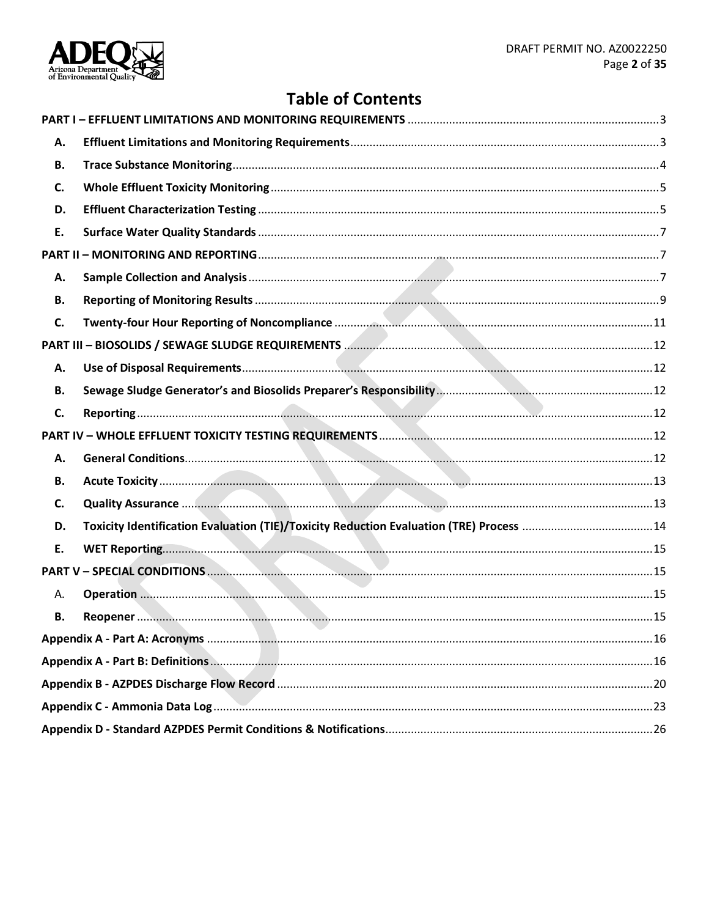# Table of Contents

PART I – EFFLUENT LIMITATIONS AND MONITORING REQUIREMENTS ..... 3

- **A.** Effluent Limitations and Monitoring Requirements ..... 3
- **B.** Trace Substance Monitoring ..... 4
- **C.** Whole Effluent Toxicity Monitoring ..... 5
- **D.** Effluent Characterization Testing ..... 5
- **E.** Surface Water Quality Standards ..... 7

PART II – MONITORING AND REPORTING ..... 7

- **A.** Sample Collection and Analysis ..... 7
- **B.** Reporting of Monitoring Results ..... 9
- **C.** Twenty-four Hour Reporting of Noncompliance ..... 11

PART III – BIOSOLIDS / SEWAGE SLUDGE REQUIREMENTS ..... 12

- **A.** Use of Disposal Requirements ..... 12
- **B.** Sewage Sludge Generator's and Biosolids Preparer's Responsibility ..... 12
- **C.** Reporting ..... 12

PART IV – WHOLE EFFLUENT TOXICITY TESTING REQUIREMENTS ..... 12

- **A.** General Conditions ..... 12
- **B.** Acute Toxicity ..... 13
- **C.** Quality Assurance ..... 13
- **D.** Toxicity Identification Evaluation (TIE)/Toxicity Reduction Evaluation (TRE) Process ..... 14
- **E.** WET Reporting ..... 15

PART V – SPECIAL CONDITIONS ..... 15

- A. **Operation** ..... 15
- **B.** Reopener ..... 15

Appendix A - Part A: Acronyms ..... 16

Appendix A - Part B: Definitions ..... 16

Appendix B - AZPDES Discharge Flow Record ..... 20

Appendix C - Ammonia Data Log ..... 23

Appendix D - Standard AZPDES Permit Conditions & Notifications ..... 26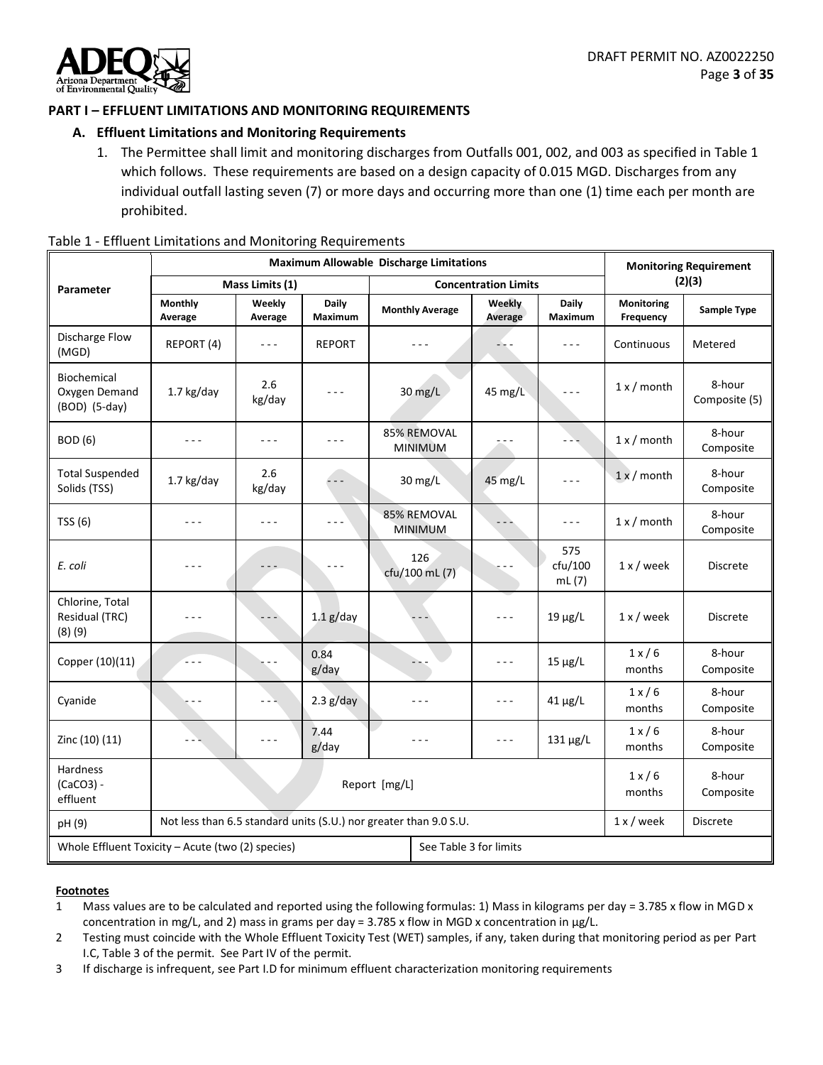## PART I – EFFLUENT LIMITATIONS AND MONITORING REQUIREMENTS

### A. Effluent Limitations and Monitoring Requirements

1. The Permittee shall limit and monitoring discharges from Outfalls 001, 002, and 003 as specified in Table 1 which follows. These requirements are based on a design capacity of 0.015 MGD. Discharges from any individual outfall lasting seven (7) or more days and occurring more than one (1) time each per month are prohibited.

Table 1 - Effluent Limitations and Monitoring Requirements

| Parameter | Maximum Allowable Discharge Limitations | | | | | | Monitoring Requirement (2)(3) | |
|---|---|---|---|---|---|---|---|---|
| | Mass Limits (1) | | | Concentration Limits | | | | |
| | Monthly Average | Weekly Average | Daily Maximum | Monthly Average | Weekly Average | Daily Maximum | Monitoring Frequency | Sample Type |
| Discharge Flow (MGD) | REPORT (4) | - - - | REPORT | - - - | - - - | - - - | Continuous | Metered |
| Biochemical Oxygen Demand (BOD) (5-day) | 1.7 kg/day | 2.6 kg/day | - - - | 30 mg/L | 45 mg/L | - - - | 1 x / month | 8-hour Composite (5) |
| BOD (6) | - - - | - - - | - - - | 85% REMOVAL MINIMUM | - - - | - - - | 1 x / month | 8-hour Composite |
| Total Suspended Solids (TSS) | 1.7 kg/day | 2.6 kg/day | - - - | 30 mg/L | 45 mg/L | - - - | 1 x / month | 8-hour Composite |
| TSS (6) | - - - | - - - | - - - | 85% REMOVAL MINIMUM | - - - | - - - | 1 x / month | 8-hour Composite |
| *E. coli* | - - - | - - - | - - - | 126 cfu/100 mL (7) | - - - | 575 cfu/100 mL (7) | 1 x / week | Discrete |
| Chlorine, Total Residual (TRC) (8) (9) | - - - | - - - | 1.1 g/day | - - - | - - - | 19 µg/L | 1 x / week | Discrete |
| Copper (10)(11) | - - - | - - - | 0.84 g/day | - - - | - - - | 15 µg/L | 1 x / 6 months | 8-hour Composite |
| Cyanide | - - - | - - - | 2.3 g/day | - - - | - - - | 41 µg/L | 1 x / 6 months | 8-hour Composite |
| Zinc (10) (11) | - - - | - - - | 7.44 g/day | - - - | - - - | 131 µg/L | 1 x / 6 months | 8-hour Composite |
| Hardness ($CaCO_3$) - effluent | Report [mg/L] | | | | | | 1 x / 6 months | 8-hour Composite |
| pH (9) | Not less than 6.5 standard units (S.U.) nor greater than 9.0 S.U. | | | | | | 1 x / week | Discrete |
| Whole Effluent Toxicity – Acute (two (2) species) | | | | See Table 3 for limits | | | | |

**Footnotes**

1. Mass values are to be calculated and reported using the following formulas: 1) Mass in kilograms per day = 3.785 x flow in MGD x concentration in mg/L, and 2) mass in grams per day = 3.785 x flow in MGD x concentration in µg/L.
2. Testing must coincide with the Whole Effluent Toxicity Test (WET) samples, if any, taken during that monitoring period as per Part I.C, Table 3 of the permit. See Part IV of the permit.
3. If discharge is infrequent, see Part I.D for minimum effluent characterization monitoring requirements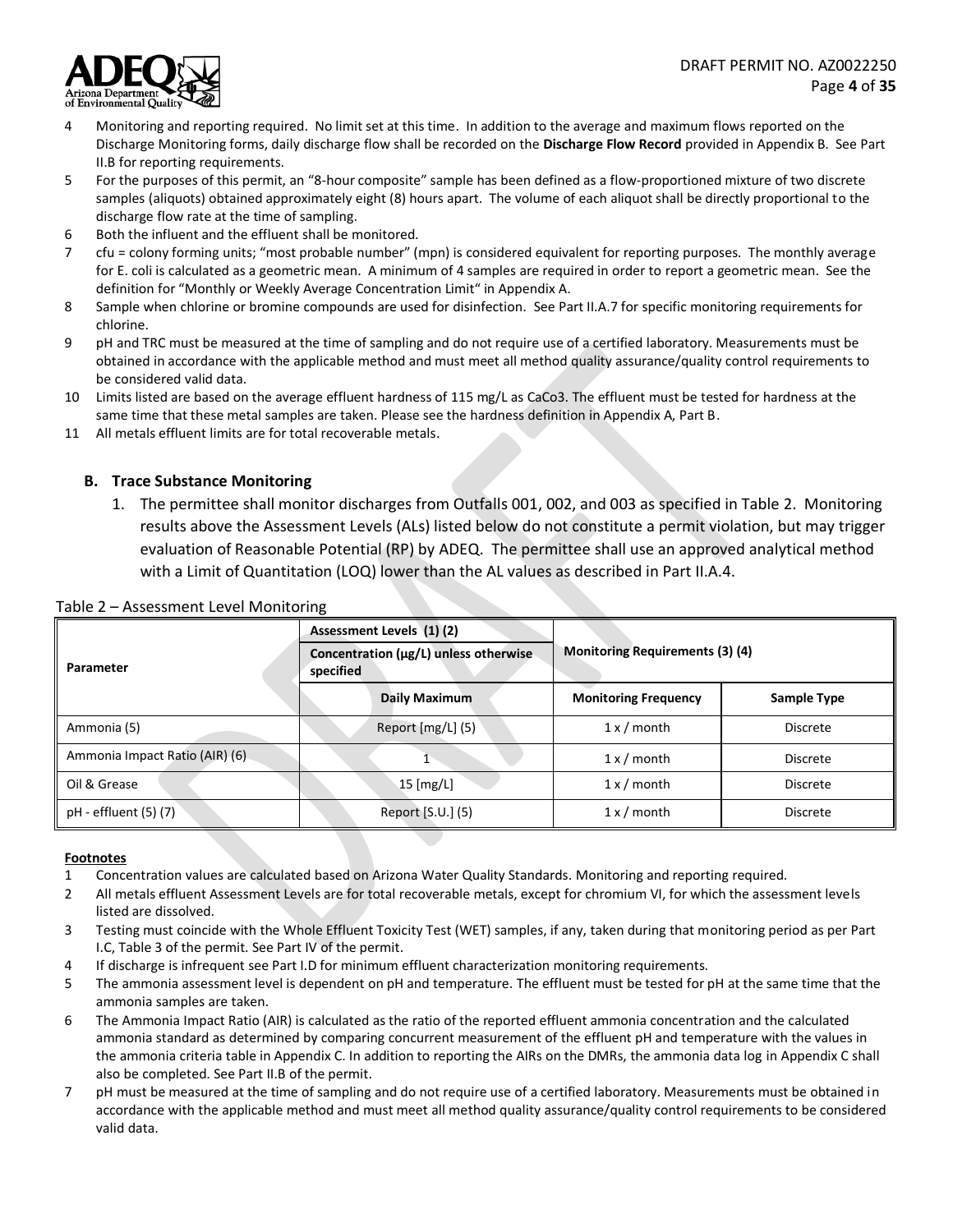4 Monitoring and reporting required. No limit set at this time. In addition to the average and maximum flows reported on the Discharge Monitoring forms, daily discharge flow shall be recorded on the **Discharge Flow Record** provided in Appendix B. See Part II.B for reporting requirements.

5 For the purposes of this permit, an "8-hour composite" sample has been defined as a flow-proportioned mixture of two discrete samples (aliquots) obtained approximately eight (8) hours apart. The volume of each aliquot shall be directly proportional to the discharge flow rate at the time of sampling.

6 Both the influent and the effluent shall be monitored.

7 cfu = colony forming units; "most probable number" (mpn) is considered equivalent for reporting purposes. The monthly average for E. coli is calculated as a geometric mean. A minimum of 4 samples are required in order to report a geometric mean. See the definition for "Monthly or Weekly Average Concentration Limit" in Appendix A.

8 Sample when chlorine or bromine compounds are used for disinfection. See Part II.A.7 for specific monitoring requirements for chlorine.

9 pH and TRC must be measured at the time of sampling and do not require use of a certified laboratory. Measurements must be obtained in accordance with the applicable method and must meet all method quality assurance/quality control requirements to be considered valid data.

10 Limits listed are based on the average effluent hardness of 115 mg/L as $CaCO_3$. The effluent must be tested for hardness at the same time that these metal samples are taken. Please see the hardness definition in Appendix A, Part B.

11 All metals effluent limits are for total recoverable metals.

## B. Trace Substance Monitoring

1. The permittee shall monitor discharges from Outfalls 001, 002, and 003 as specified in Table 2. Monitoring results above the Assessment Levels (ALs) listed below do not constitute a permit violation, but may trigger evaluation of Reasonable Potential (RP) by ADEQ. The permittee shall use an approved analytical method with a Limit of Quantitation (LOQ) lower than the AL values as described in Part II.A.4.

Table 2 – Assessment Level Monitoring

| Parameter | Assessment Levels (1) (2) Concentration (µg/L) unless otherwise specified | Monitoring Requirements (3) (4) | |
|---|---|---|---|
| | Daily Maximum | Monitoring Frequency | Sample Type |
| Ammonia (5) | Report [mg/L] (5) | 1 x / month | Discrete |
| Ammonia Impact Ratio (AIR) (6) | 1 | 1 x / month | Discrete |
| Oil & Grease | 15 [mg/L] | 1 x / month | Discrete |
| pH - effluent (5) (7) | Report [S.U.] (5) | 1 x / month | Discrete |

**Footnotes**

1 Concentration values are calculated based on Arizona Water Quality Standards. Monitoring and reporting required.

2 All metals effluent Assessment Levels are for total recoverable metals, except for chromium VI, for which the assessment levels listed are dissolved.

3 Testing must coincide with the Whole Effluent Toxicity Test (WET) samples, if any, taken during that monitoring period as per Part I.C, Table 3 of the permit. See Part IV of the permit.

4 If discharge is infrequent see Part I.D for minimum effluent characterization monitoring requirements.

5 The ammonia assessment level is dependent on pH and temperature. The effluent must be tested for pH at the same time that the ammonia samples are taken.

6 The Ammonia Impact Ratio (AIR) is calculated as the ratio of the reported effluent ammonia concentration and the calculated ammonia standard as determined by comparing concurrent measurement of the effluent pH and temperature with the values in the ammonia criteria table in Appendix C. In addition to reporting the AIRs on the DMRs, the ammonia data log in Appendix C shall also be completed. See Part II.B of the permit.

7 pH must be measured at the time of sampling and do not require use of a certified laboratory. Measurements must be obtained in accordance with the applicable method and must meet all method quality assurance/quality control requirements to be considered valid data.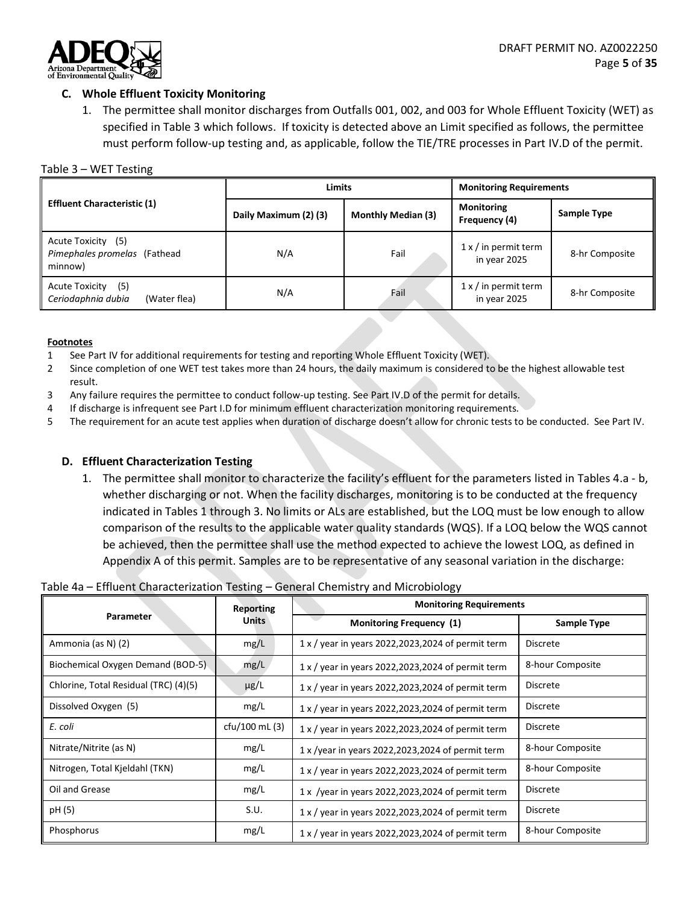### C. Whole Effluent Toxicity Monitoring

1. The permittee shall monitor discharges from Outfalls 001, 002, and 003 for Whole Effluent Toxicity (WET) as specified in Table 3 which follows. If toxicity is detected above an Limit specified as follows, the permittee must perform follow-up testing and, as applicable, follow the TIE/TRE processes in Part IV.D of the permit.

Table 3 – WET Testing

| Effluent Characteristic (1) | Limits | | Monitoring Requirements | |
|---|---|---|---|---|
| | Daily Maximum (2) (3) | Monthly Median (3) | Monitoring Frequency (4) | Sample Type |
| Acute Toxicity (5) *Pimephales promelas* (Fathead minnow) | N/A | Fail | 1 x / in permit term in year 2025 | 8-hr Composite |
| Acute Toxicity (5) *Ceriodaphnia dubia* (Water flea) | N/A | Fail | 1 x / in permit term in year 2025 | 8-hr Composite |

**Footnotes**

1 See Part IV for additional requirements for testing and reporting Whole Effluent Toxicity (WET).
2 Since completion of one WET test takes more than 24 hours, the daily maximum is considered to be the highest allowable test result.
3 Any failure requires the permittee to conduct follow-up testing. See Part IV.D of the permit for details.
4 If discharge is infrequent see Part I.D for minimum effluent characterization monitoring requirements.
5 The requirement for an acute test applies when duration of discharge doesn't allow for chronic tests to be conducted. See Part IV.

### D. Effluent Characterization Testing

1. The permittee shall monitor to characterize the facility's effluent for the parameters listed in Tables 4.a - b, whether discharging or not. When the facility discharges, monitoring is to be conducted at the frequency indicated in Tables 1 through 3. No limits or ALs are established, but the LOQ must be low enough to allow comparison of the results to the applicable water quality standards (WQS). If a LOQ below the WQS cannot be achieved, then the permittee shall use the method expected to achieve the lowest LOQ, as defined in Appendix A of this permit. Samples are to be representative of any seasonal variation in the discharge:

Table 4a – Effluent Characterization Testing – General Chemistry and Microbiology

| Parameter | Reporting Units | Monitoring Requirements | |
|---|---|---|---|
| | | Monitoring Frequency (1) | Sample Type |
| Ammonia (as N) (2) | mg/L | 1 x / year in years 2022,2023,2024 of permit term | Discrete |
| Biochemical Oxygen Demand (BOD-5) | mg/L | 1 x / year in years 2022,2023,2024 of permit term | 8-hour Composite |
| Chlorine, Total Residual (TRC) (4)(5) | µg/L | 1 x / year in years 2022,2023,2024 of permit term | Discrete |
| Dissolved Oxygen (5) | mg/L | 1 x / year in years 2022,2023,2024 of permit term | Discrete |
| *E. coli* | cfu/100 mL (3) | 1 x / year in years 2022,2023,2024 of permit term | Discrete |
| Nitrate/Nitrite (as N) | mg/L | 1 x /year in years 2022,2023,2024 of permit term | 8-hour Composite |
| Nitrogen, Total Kjeldahl (TKN) | mg/L | 1 x / year in years 2022,2023,2024 of permit term | 8-hour Composite |
| Oil and Grease | mg/L | 1 x /year in years 2022,2023,2024 of permit term | Discrete |
| pH (5) | S.U. | 1 x / year in years 2022,2023,2024 of permit term | Discrete |
| Phosphorus | mg/L | 1 x / year in years 2022,2023,2024 of permit term | 8-hour Composite |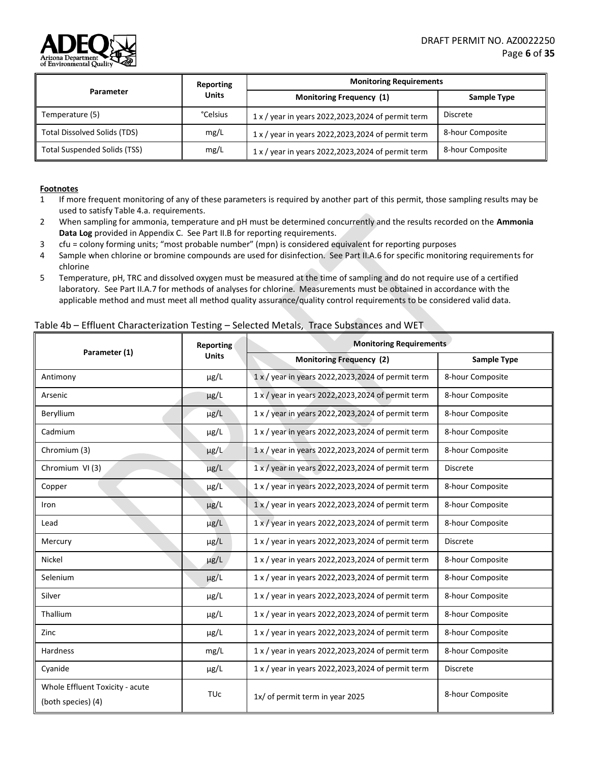| Parameter | Reporting Units | Monitoring Requirements | |
|---|---|---|---|
| | | Monitoring Frequency (1) | Sample Type |
| Temperature (5) | °Celsius | 1 x / year in years 2022,2023,2024 of permit term | Discrete |
| Total Dissolved Solids (TDS) | mg/L | 1 x / year in years 2022,2023,2024 of permit term | 8-hour Composite |
| Total Suspended Solids (TSS) | mg/L | 1 x / year in years 2022,2023,2024 of permit term | 8-hour Composite |

**Footnotes**

1 If more frequent monitoring of any of these parameters is required by another part of this permit, those sampling results may be used to satisfy Table 4.a. requirements.

2 When sampling for ammonia, temperature and pH must be determined concurrently and the results recorded on the **Ammonia Data Log** provided in Appendix C. See Part II.B for reporting requirements.

3 cfu = colony forming units; "most probable number" (mpn) is considered equivalent for reporting purposes

4 Sample when chlorine or bromine compounds are used for disinfection. See Part II.A.6 for specific monitoring requirements for chlorine

5 Temperature, pH, TRC and dissolved oxygen must be measured at the time of sampling and do not require use of a certified laboratory. See Part II.A.7 for methods of analyses for chlorine. Measurements must be obtained in accordance with the applicable method and must meet all method quality assurance/quality control requirements to be considered valid data.

Table 4b – Effluent Characterization Testing – Selected Metals, Trace Substances and WET

| Parameter (1) | Reporting Units | Monitoring Requirements | |
|---|---|---|---|
| | | Monitoring Frequency (2) | Sample Type |
| Antimony | µg/L | 1 x / year in years 2022,2023,2024 of permit term | 8-hour Composite |
| Arsenic | µg/L | 1 x / year in years 2022,2023,2024 of permit term | 8-hour Composite |
| Beryllium | µg/L | 1 x / year in years 2022,2023,2024 of permit term | 8-hour Composite |
| Cadmium | µg/L | 1 x / year in years 2022,2023,2024 of permit term | 8-hour Composite |
| Chromium (3) | µg/L | 1 x / year in years 2022,2023,2024 of permit term | 8-hour Composite |
| Chromium VI (3) | µg/L | 1 x / year in years 2022,2023,2024 of permit term | Discrete |
| Copper | µg/L | 1 x / year in years 2022,2023,2024 of permit term | 8-hour Composite |
| Iron | µg/L | 1 x / year in years 2022,2023,2024 of permit term | 8-hour Composite |
| Lead | µg/L | 1 x / year in years 2022,2023,2024 of permit term | 8-hour Composite |
| Mercury | µg/L | 1 x / year in years 2022,2023,2024 of permit term | Discrete |
| Nickel | µg/L | 1 x / year in years 2022,2023,2024 of permit term | 8-hour Composite |
| Selenium | µg/L | 1 x / year in years 2022,2023,2024 of permit term | 8-hour Composite |
| Silver | µg/L | 1 x / year in years 2022,2023,2024 of permit term | 8-hour Composite |
| Thallium | µg/L | 1 x / year in years 2022,2023,2024 of permit term | 8-hour Composite |
| Zinc | µg/L | 1 x / year in years 2022,2023,2024 of permit term | 8-hour Composite |
| Hardness | mg/L | 1 x / year in years 2022,2023,2024 of permit term | 8-hour Composite |
| Cyanide | µg/L | 1 x / year in years 2022,2023,2024 of permit term | Discrete |
| Whole Effluent Toxicity - acute (both species) (4) | TUc | 1x/ of permit term in year 2025 | 8-hour Composite |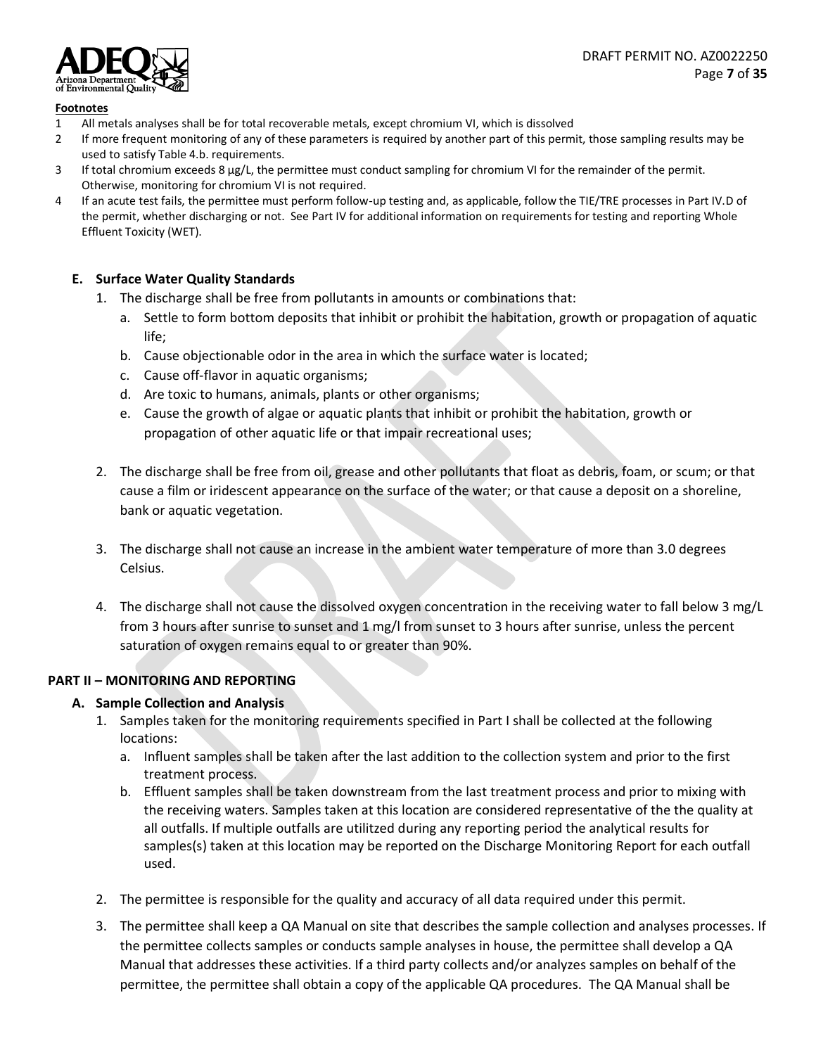**Footnotes**

1 All metals analyses shall be for total recoverable metals, except chromium VI, which is dissolved
2 If more frequent monitoring of any of these parameters is required by another part of this permit, those sampling results may be used to satisfy Table 4.b. requirements.
3 If total chromium exceeds 8 µg/L, the permittee must conduct sampling for chromium VI for the remainder of the permit. Otherwise, monitoring for chromium VI is not required.
4 If an acute test fails, the permittee must perform follow-up testing and, as applicable, follow the TIE/TRE processes in Part IV.D of the permit, whether discharging or not. See Part IV for additional information on requirements for testing and reporting Whole Effluent Toxicity (WET).

### E. Surface Water Quality Standards

1. The discharge shall be free from pollutants in amounts or combinations that:
   a. Settle to form bottom deposits that inhibit or prohibit the habitation, growth or propagation of aquatic life;
   b. Cause objectionable odor in the area in which the surface water is located;
   c. Cause off-flavor in aquatic organisms;
   d. Are toxic to humans, animals, plants or other organisms;
   e. Cause the growth of algae or aquatic plants that inhibit or prohibit the habitation, growth or propagation of other aquatic life or that impair recreational uses;

2. The discharge shall be free from oil, grease and other pollutants that float as debris, foam, or scum; or that cause a film or iridescent appearance on the surface of the water; or that cause a deposit on a shoreline, bank or aquatic vegetation.

3. The discharge shall not cause an increase in the ambient water temperature of more than 3.0 degrees Celsius.

4. The discharge shall not cause the dissolved oxygen concentration in the receiving water to fall below 3 mg/L from 3 hours after sunrise to sunset and 1 mg/l from sunset to 3 hours after sunrise, unless the percent saturation of oxygen remains equal to or greater than 90%.

## PART II – MONITORING AND REPORTING

### A. Sample Collection and Analysis

1. Samples taken for the monitoring requirements specified in Part I shall be collected at the following locations:
   a. Influent samples shall be taken after the last addition to the collection system and prior to the first treatment process.
   b. Effluent samples shall be taken downstream from the last treatment process and prior to mixing with the receiving waters. Samples taken at this location are considered representative of the the quality at all outfalls. If multiple outfalls are utilitzed during any reporting period the analytical results for samples(s) taken at this location may be reported on the Discharge Monitoring Report for each outfall used.

2. The permittee is responsible for the quality and accuracy of all data required under this permit.

3. The permittee shall keep a QA Manual on site that describes the sample collection and analyses processes. If the permittee collects samples or conducts sample analyses in house, the permittee shall develop a QA Manual that addresses these activities. If a third party collects and/or analyzes samples on behalf of the permittee, the permittee shall obtain a copy of the applicable QA procedures. The QA Manual shall be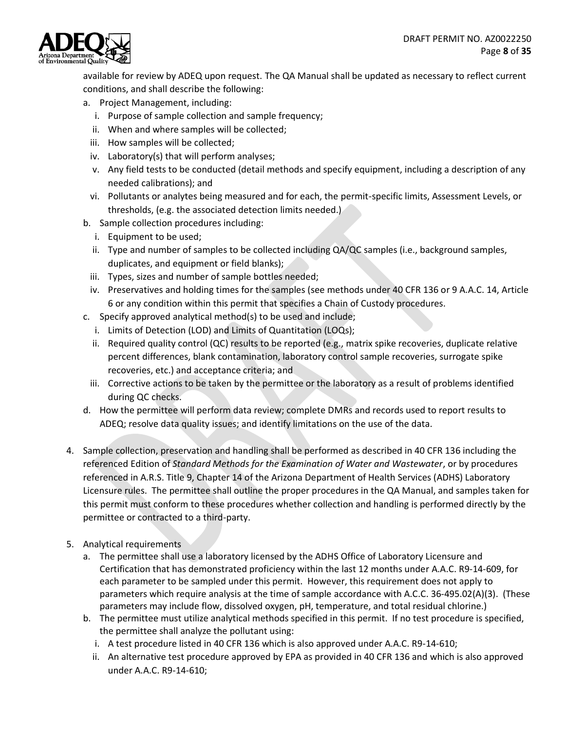available for review by ADEQ upon request. The QA Manual shall be updated as necessary to reflect current conditions, and shall describe the following:

a. Project Management, including:
   i. Purpose of sample collection and sample frequency;
   ii. When and where samples will be collected;
   iii. How samples will be collected;
   iv. Laboratory(s) that will perform analyses;
   v. Any field tests to be conducted (detail methods and specify equipment, including a description of any needed calibrations); and
   vi. Pollutants or analytes being measured and for each, the permit-specific limits, Assessment Levels, or thresholds, (e.g. the associated detection limits needed.)
b. Sample collection procedures including:
   i. Equipment to be used;
   ii. Type and number of samples to be collected including QA/QC samples (i.e., background samples, duplicates, and equipment or field blanks);
   iii. Types, sizes and number of sample bottles needed;
   iv. Preservatives and holding times for the samples (see methods under 40 CFR 136 or 9 A.A.C. 14, Article 6 or any condition within this permit that specifies a Chain of Custody procedures.
c. Specify approved analytical method(s) to be used and include;
   i. Limits of Detection (LOD) and Limits of Quantitation (LOQs);
   ii. Required quality control (QC) results to be reported (e.g., matrix spike recoveries, duplicate relative percent differences, blank contamination, laboratory control sample recoveries, surrogate spike recoveries, etc.) and acceptance criteria; and
   iii. Corrective actions to be taken by the permittee or the laboratory as a result of problems identified during QC checks.
d. How the permittee will perform data review; complete DMRs and records used to report results to ADEQ; resolve data quality issues; and identify limitations on the use of the data.

4. Sample collection, preservation and handling shall be performed as described in 40 CFR 136 including the referenced Edition of *Standard Methods for the Examination of Water and Wastewater*, or by procedures referenced in A.R.S. Title 9, Chapter 14 of the Arizona Department of Health Services (ADHS) Laboratory Licensure rules. The permittee shall outline the proper procedures in the QA Manual, and samples taken for this permit must conform to these procedures whether collection and handling is performed directly by the permittee or contracted to a third-party.

5. Analytical requirements
   a. The permittee shall use a laboratory licensed by the ADHS Office of Laboratory Licensure and Certification that has demonstrated proficiency within the last 12 months under A.A.C. R9-14-609, for each parameter to be sampled under this permit. However, this requirement does not apply to parameters which require analysis at the time of sample accordance with A.C.C. 36-495.02(A)(3). (These parameters may include flow, dissolved oxygen, pH, temperature, and total residual chlorine.)
   b. The permittee must utilize analytical methods specified in this permit. If no test procedure is specified, the permittee shall analyze the pollutant using:
      i. A test procedure listed in 40 CFR 136 which is also approved under A.A.C. R9-14-610;
      ii. An alternative test procedure approved by EPA as provided in 40 CFR 136 and which is also approved under A.A.C. R9-14-610;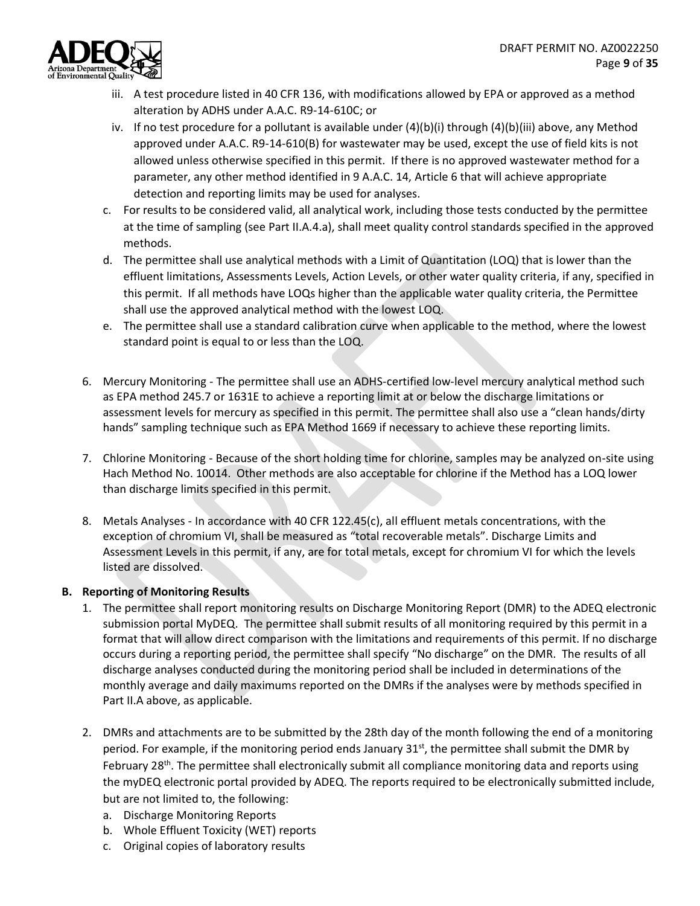iii. A test procedure listed in 40 CFR 136, with modifications allowed by EPA or approved as a method alteration by ADHS under A.A.C. R9-14-610C; or

   iv. If no test procedure for a pollutant is available under (4)(b)(i) through (4)(b)(iii) above, any Method approved under A.A.C. R9-14-610(B) for wastewater may be used, except the use of field kits is not allowed unless otherwise specified in this permit. If there is no approved wastewater method for a parameter, any other method identified in 9 A.A.C. 14, Article 6 that will achieve appropriate detection and reporting limits may be used for analyses.

   c. For results to be considered valid, all analytical work, including those tests conducted by the permittee at the time of sampling (see Part II.A.4.a), shall meet quality control standards specified in the approved methods.

   d. The permittee shall use analytical methods with a Limit of Quantitation (LOQ) that is lower than the effluent limitations, Assessments Levels, Action Levels, or other water quality criteria, if any, specified in this permit. If all methods have LOQs higher than the applicable water quality criteria, the Permittee shall use the approved analytical method with the lowest LOQ.

   e. The permittee shall use a standard calibration curve when applicable to the method, where the lowest standard point is equal to or less than the LOQ.

6. Mercury Monitoring - The permittee shall use an ADHS-certified low-level mercury analytical method such as EPA method 245.7 or 1631E to achieve a reporting limit at or below the discharge limitations or assessment levels for mercury as specified in this permit. The permittee shall also use a "clean hands/dirty hands" sampling technique such as EPA Method 1669 if necessary to achieve these reporting limits.

7. Chlorine Monitoring - Because of the short holding time for chlorine, samples may be analyzed on-site using Hach Method No. 10014. Other methods are also acceptable for chlorine if the Method has a LOQ lower than discharge limits specified in this permit.

8. Metals Analyses - In accordance with 40 CFR 122.45(c), all effluent metals concentrations, with the exception of chromium VI, shall be measured as "total recoverable metals". Discharge Limits and Assessment Levels in this permit, if any, are for total metals, except for chromium VI for which the levels listed are dissolved.

**B. Reporting of Monitoring Results**

1. The permittee shall report monitoring results on Discharge Monitoring Report (DMR) to the ADEQ electronic submission portal MyDEQ. The permittee shall submit results of all monitoring required by this permit in a format that will allow direct comparison with the limitations and requirements of this permit. If no discharge occurs during a reporting period, the permittee shall specify "No discharge" on the DMR. The results of all discharge analyses conducted during the monitoring period shall be included in determinations of the monthly average and daily maximums reported on the DMRs if the analyses were by methods specified in Part II.A above, as applicable.

2. DMRs and attachments are to be submitted by the 28th day of the month following the end of a monitoring period. For example, if the monitoring period ends January 31st, the permittee shall submit the DMR by February 28th. The permittee shall electronically submit all compliance monitoring data and reports using the myDEQ electronic portal provided by ADEQ. The reports required to be electronically submitted include, but are not limited to, the following:
   a. Discharge Monitoring Reports
   b. Whole Effluent Toxicity (WET) reports
   c. Original copies of laboratory results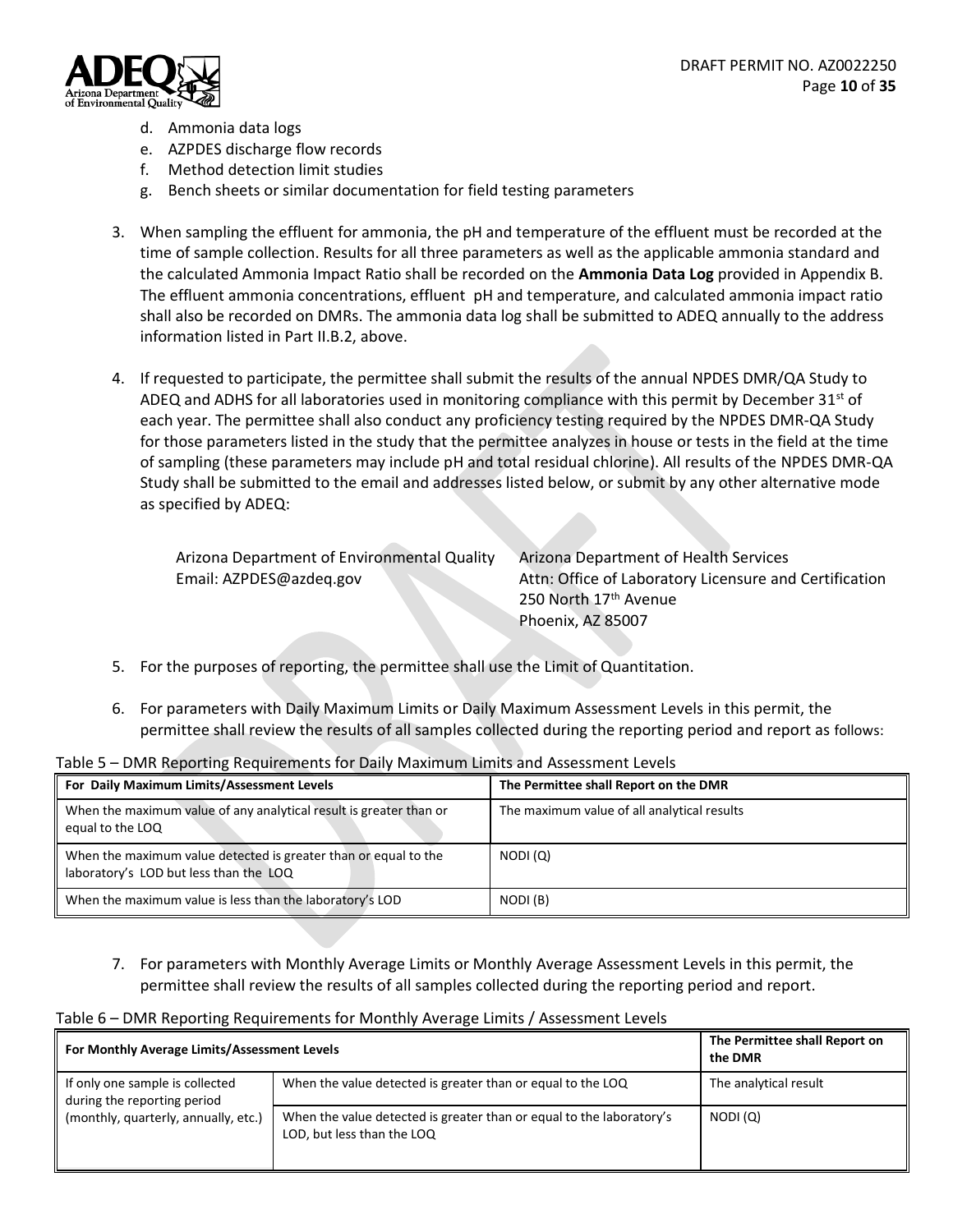d. Ammonia data logs
e. AZPDES discharge flow records
f. Method detection limit studies
g. Bench sheets or similar documentation for field testing parameters

3. When sampling the effluent for ammonia, the pH and temperature of the effluent must be recorded at the time of sample collection. Results for all three parameters as well as the applicable ammonia standard and the calculated Ammonia Impact Ratio shall be recorded on the **Ammonia Data Log** provided in Appendix B. The effluent ammonia concentrations, effluent pH and temperature, and calculated ammonia impact ratio shall also be recorded on DMRs. The ammonia data log shall be submitted to ADEQ annually to the address information listed in Part II.B.2, above.

4. If requested to participate, the permittee shall submit the results of the annual NPDES DMR/QA Study to ADEQ and ADHS for all laboratories used in monitoring compliance with this permit by December 31st of each year. The permittee shall also conduct any proficiency testing required by the NPDES DMR-QA Study for those parameters listed in the study that the permittee analyzes in house or tests in the field at the time of sampling (these parameters may include pH and total residual chlorine). All results of the NPDES DMR-QA Study shall be submitted to the email and addresses listed below, or submit by any other alternative mode as specified by ADEQ:

   Arizona Department of Environmental Quality
   Email: AZPDES@azdeq.gov

   Arizona Department of Health Services
   Attn: Office of Laboratory Licensure and Certification
   250 North 17th Avenue
   Phoenix, AZ 85007

5. For the purposes of reporting, the permittee shall use the Limit of Quantitation.

6. For parameters with Daily Maximum Limits or Daily Maximum Assessment Levels in this permit, the permittee shall review the results of all samples collected during the reporting period and report as follows:

Table 5 – DMR Reporting Requirements for Daily Maximum Limits and Assessment Levels

| For Daily Maximum Limits/Assessment Levels | The Permittee shall Report on the DMR |
|---|---|
| When the maximum value of any analytical result is greater than or equal to the LOQ | The maximum value of all analytical results |
| When the maximum value detected is greater than or equal to the laboratory's LOD but less than the LOQ | NODI (Q) |
| When the maximum value is less than the laboratory's LOD | NODI (B) |

7. For parameters with Monthly Average Limits or Monthly Average Assessment Levels in this permit, the permittee shall review the results of all samples collected during the reporting period and report.

Table 6 – DMR Reporting Requirements for Monthly Average Limits / Assessment Levels

| For Monthly Average Limits/Assessment Levels | | The Permittee shall Report on the DMR |
|---|---|---|
| If only one sample is collected during the reporting period (monthly, quarterly, annually, etc.) | When the value detected is greater than or equal to the LOQ | The analytical result |
| | When the value detected is greater than or equal to the laboratory's LOD, but less than the LOQ | NODI (Q) |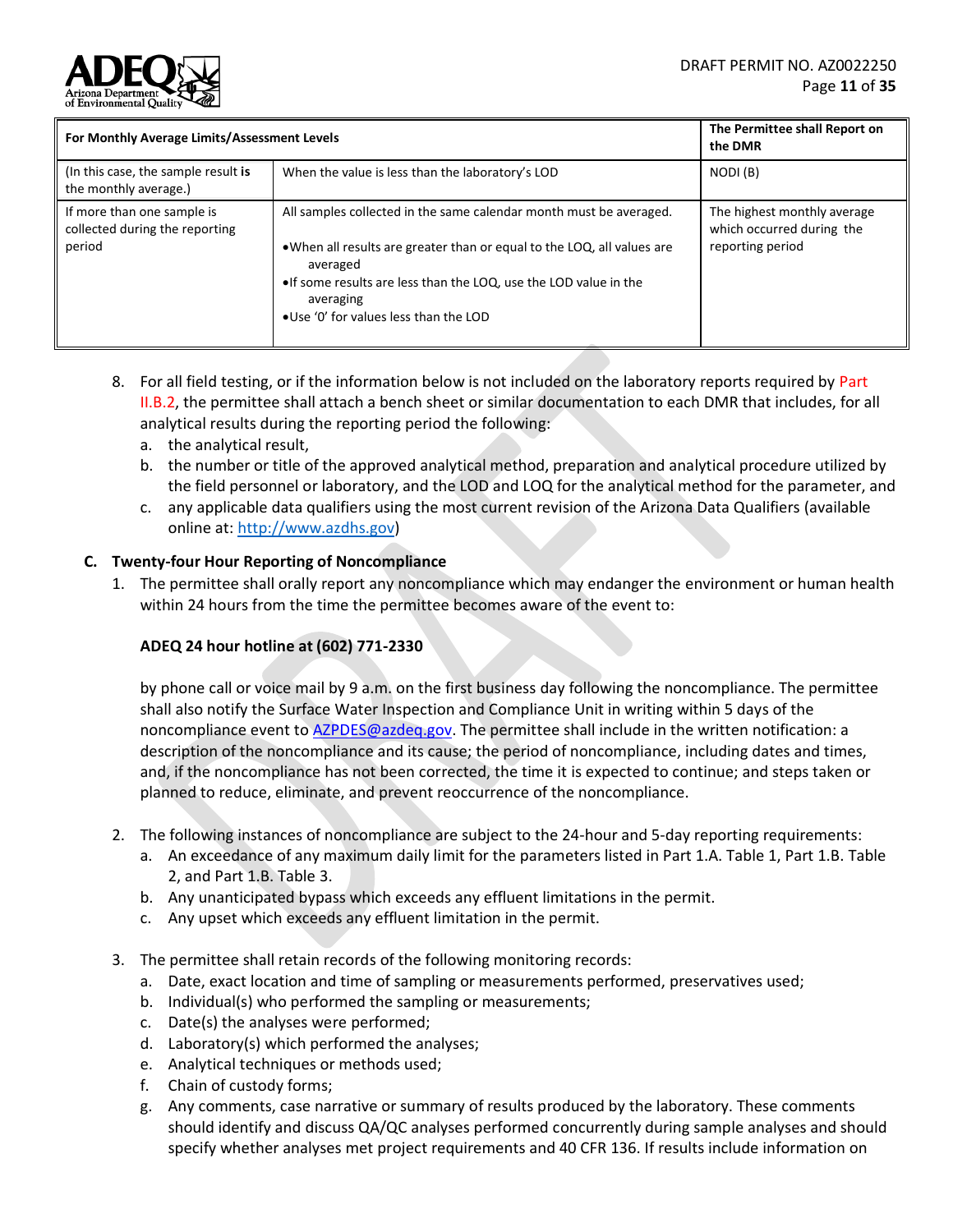| For Monthly Average Limits/Assessment Levels | | The Permittee shall Report on the DMR |
|---|---|---|
| (In this case, the sample result **is** the monthly average.) | When the value is less than the laboratory's LOD | NODI (B) |
| If more than one sample is collected during the reporting period | All samples collected in the same calendar month must be averaged.<br>• When all results are greater than or equal to the LOQ, all values are averaged<br>• If some results are less than the LOQ, use the LOD value in the averaging<br>• Use '0' for values less than the LOD | The highest monthly average which occurred during the reporting period |

8. For all field testing, or if the information below is not included on the laboratory reports required by Part II.B.2, the permittee shall attach a bench sheet or similar documentation to each DMR that includes, for all analytical results during the reporting period the following:
   a. the analytical result,
   b. the number or title of the approved analytical method, preparation and analytical procedure utilized by the field personnel or laboratory, and the LOD and LOQ for the analytical method for the parameter, and
   c. any applicable data qualifiers using the most current revision of the Arizona Data Qualifiers (available online at: http://www.azdhs.gov)

## C. Twenty-four Hour Reporting of Noncompliance

1. The permittee shall orally report any noncompliance which may endanger the environment or human health within 24 hours from the time the permittee becomes aware of the event to:

   **ADEQ 24 hour hotline at (602) 771-2330**

   by phone call or voice mail by 9 a.m. on the first business day following the noncompliance. The permittee shall also notify the Surface Water Inspection and Compliance Unit in writing within 5 days of the noncompliance event to AZPDES@azdeq.gov. The permittee shall include in the written notification: a description of the noncompliance and its cause; the period of noncompliance, including dates and times, and, if the noncompliance has not been corrected, the time it is expected to continue; and steps taken or planned to reduce, eliminate, and prevent reoccurrence of the noncompliance.

2. The following instances of noncompliance are subject to the 24-hour and 5-day reporting requirements:
   a. An exceedance of any maximum daily limit for the parameters listed in Part 1.A. Table 1, Part 1.B. Table 2, and Part 1.B. Table 3.
   b. Any unanticipated bypass which exceeds any effluent limitations in the permit.
   c. Any upset which exceeds any effluent limitation in the permit.

3. The permittee shall retain records of the following monitoring records:
   a. Date, exact location and time of sampling or measurements performed, preservatives used;
   b. Individual(s) who performed the sampling or measurements;
   c. Date(s) the analyses were performed;
   d. Laboratory(s) which performed the analyses;
   e. Analytical techniques or methods used;
   f. Chain of custody forms;
   g. Any comments, case narrative or summary of results produced by the laboratory. These comments should identify and discuss QA/QC analyses performed concurrently during sample analyses and should specify whether analyses met project requirements and 40 CFR 136. If results include information on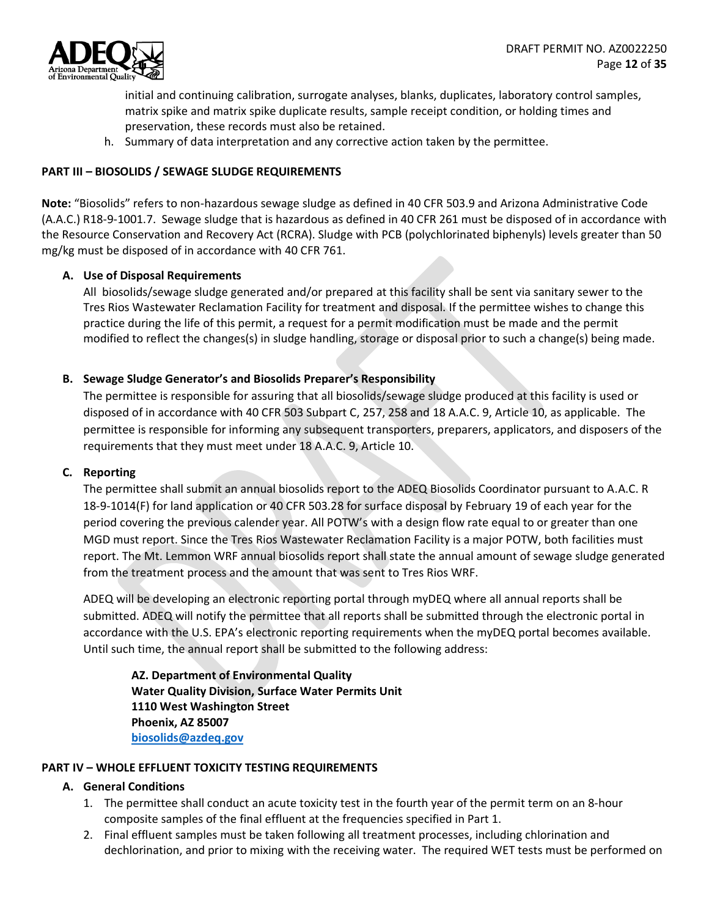initial and continuing calibration, surrogate analyses, blanks, duplicates, laboratory control samples, matrix spike and matrix spike duplicate results, sample receipt condition, or holding times and preservation, these records must also be retained.

h. Summary of data interpretation and any corrective action taken by the permittee.

## PART III – BIOSOLIDS / SEWAGE SLUDGE REQUIREMENTS

**Note:** "Biosolids" refers to non-hazardous sewage sludge as defined in 40 CFR 503.9 and Arizona Administrative Code (A.A.C.) R18-9-1001.7. Sewage sludge that is hazardous as defined in 40 CFR 261 must be disposed of in accordance with the Resource Conservation and Recovery Act (RCRA). Sludge with PCB (polychlorinated biphenyls) levels greater than 50 mg/kg must be disposed of in accordance with 40 CFR 761.

### A. Use of Disposal Requirements

All biosolids/sewage sludge generated and/or prepared at this facility shall be sent via sanitary sewer to the Tres Rios Wastewater Reclamation Facility for treatment and disposal. If the permittee wishes to change this practice during the life of this permit, a request for a permit modification must be made and the permit modified to reflect the changes(s) in sludge handling, storage or disposal prior to such a change(s) being made.

### B. Sewage Sludge Generator's and Biosolids Preparer's Responsibility

The permittee is responsible for assuring that all biosolids/sewage sludge produced at this facility is used or disposed of in accordance with 40 CFR 503 Subpart C, 257, 258 and 18 A.A.C. 9, Article 10, as applicable. The permittee is responsible for informing any subsequent transporters, preparers, applicators, and disposers of the requirements that they must meet under 18 A.A.C. 9, Article 10.

### C. Reporting

The permittee shall submit an annual biosolids report to the ADEQ Biosolids Coordinator pursuant to A.A.C. R 18-9-1014(F) for land application or 40 CFR 503.28 for surface disposal by February 19 of each year for the period covering the previous calender year. All POTW's with a design flow rate equal to or greater than one MGD must report. Since the Tres Rios Wastewater Reclamation Facility is a major POTW, both facilities must report. The Mt. Lemmon WRF annual biosolids report shall state the annual amount of sewage sludge generated from the treatment process and the amount that was sent to Tres Rios WRF.

ADEQ will be developing an electronic reporting portal through myDEQ where all annual reports shall be submitted. ADEQ will notify the permittee that all reports shall be submitted through the electronic portal in accordance with the U.S. EPA's electronic reporting requirements when the myDEQ portal becomes available. Until such time, the annual report shall be submitted to the following address:

> **AZ. Department of Environmental Quality**
> **Water Quality Division, Surface Water Permits Unit**
> **1110 West Washington Street**
> **Phoenix, AZ 85007**
> **biosolids@azdeq.gov**

## PART IV – WHOLE EFFLUENT TOXICITY TESTING REQUIREMENTS

### A. General Conditions

1. The permittee shall conduct an acute toxicity test in the fourth year of the permit term on an 8-hour composite samples of the final effluent at the frequencies specified in Part 1.
2. Final effluent samples must be taken following all treatment processes, including chlorination and dechlorination, and prior to mixing with the receiving water. The required WET tests must be performed on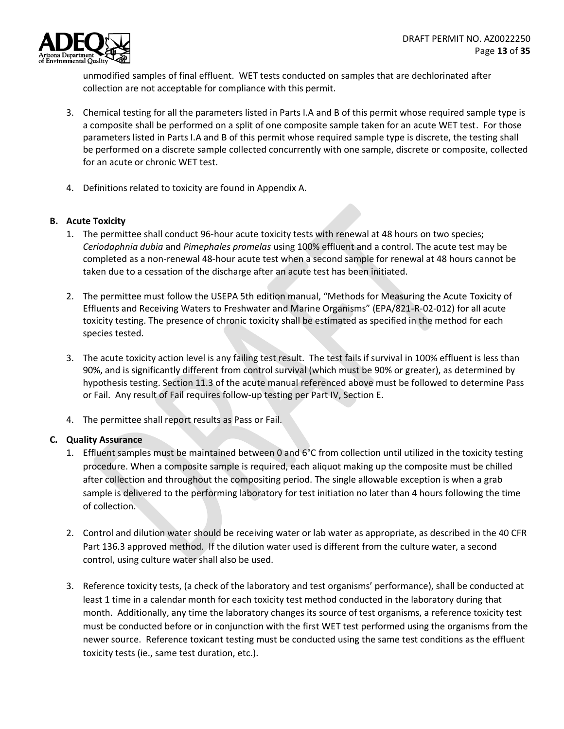unmodified samples of final effluent. WET tests conducted on samples that are dechlorinated after collection are not acceptable for compliance with this permit.

3. Chemical testing for all the parameters listed in Parts I.A and B of this permit whose required sample type is a composite shall be performed on a split of one composite sample taken for an acute WET test. For those parameters listed in Parts I.A and B of this permit whose required sample type is discrete, the testing shall be performed on a discrete sample collected concurrently with one sample, discrete or composite, collected for an acute or chronic WET test.

4. Definitions related to toxicity are found in Appendix A.

**B. Acute Toxicity**

1. The permittee shall conduct 96-hour acute toxicity tests with renewal at 48 hours on two species; *Ceriodaphnia dubia* and *Pimephales promelas* using 100% effluent and a control. The acute test may be completed as a non-renewal 48-hour acute test when a second sample for renewal at 48 hours cannot be taken due to a cessation of the discharge after an acute test has been initiated.

2. The permittee must follow the USEPA 5th edition manual, "Methods for Measuring the Acute Toxicity of Effluents and Receiving Waters to Freshwater and Marine Organisms" (EPA/821-R-02-012) for all acute toxicity testing. The presence of chronic toxicity shall be estimated as specified in the method for each species tested.

3. The acute toxicity action level is any failing test result. The test fails if survival in 100% effluent is less than 90%, and is significantly different from control survival (which must be 90% or greater), as determined by hypothesis testing. Section 11.3 of the acute manual referenced above must be followed to determine Pass or Fail. Any result of Fail requires follow-up testing per Part IV, Section E.

4. The permittee shall report results as Pass or Fail.

**C. Quality Assurance**

1. Effluent samples must be maintained between 0 and 6°C from collection until utilized in the toxicity testing procedure. When a composite sample is required, each aliquot making up the composite must be chilled after collection and throughout the compositing period. The single allowable exception is when a grab sample is delivered to the performing laboratory for test initiation no later than 4 hours following the time of collection.

2. Control and dilution water should be receiving water or lab water as appropriate, as described in the 40 CFR Part 136.3 approved method. If the dilution water used is different from the culture water, a second control, using culture water shall also be used.

3. Reference toxicity tests, (a check of the laboratory and test organisms' performance), shall be conducted at least 1 time in a calendar month for each toxicity test method conducted in the laboratory during that month. Additionally, any time the laboratory changes its source of test organisms, a reference toxicity test must be conducted before or in conjunction with the first WET test performed using the organisms from the newer source. Reference toxicant testing must be conducted using the same test conditions as the effluent toxicity tests (ie., same test duration, etc.).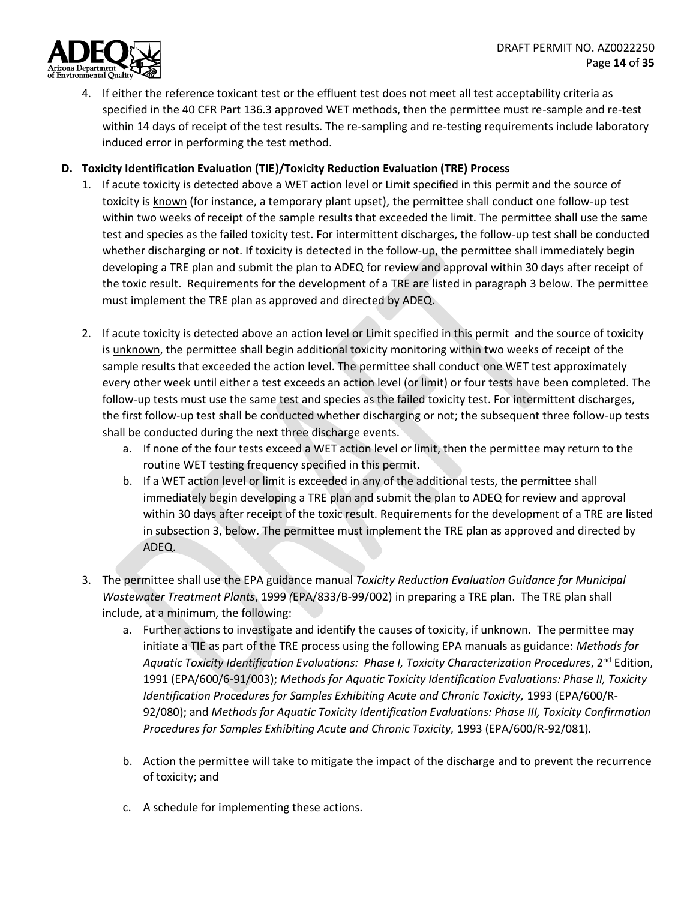4. If either the reference toxicant test or the effluent test does not meet all test acceptability criteria as specified in the 40 CFR Part 136.3 approved WET methods, then the permittee must re-sample and re-test within 14 days of receipt of the test results. The re-sampling and re-testing requirements include laboratory induced error in performing the test method.

**D. Toxicity Identification Evaluation (TIE)/Toxicity Reduction Evaluation (TRE) Process**

1. If acute toxicity is detected above a WET action level or Limit specified in this permit and the source of toxicity is known (for instance, a temporary plant upset), the permittee shall conduct one follow-up test within two weeks of receipt of the sample results that exceeded the limit. The permittee shall use the same test and species as the failed toxicity test. For intermittent discharges, the follow-up test shall be conducted whether discharging or not. If toxicity is detected in the follow-up, the permittee shall immediately begin developing a TRE plan and submit the plan to ADEQ for review and approval within 30 days after receipt of the toxic result. Requirements for the development of a TRE are listed in paragraph 3 below. The permittee must implement the TRE plan as approved and directed by ADEQ.

2. If acute toxicity is detected above an action level or Limit specified in this permit and the source of toxicity is unknown, the permittee shall begin additional toxicity monitoring within two weeks of receipt of the sample results that exceeded the action level. The permittee shall conduct one WET test approximately every other week until either a test exceeds an action level (or limit) or four tests have been completed. The follow-up tests must use the same test and species as the failed toxicity test. For intermittent discharges, the first follow-up test shall be conducted whether discharging or not; the subsequent three follow-up tests shall be conducted during the next three discharge events.
   a. If none of the four tests exceed a WET action level or limit, then the permittee may return to the routine WET testing frequency specified in this permit.
   b. If a WET action level or limit is exceeded in any of the additional tests, the permittee shall immediately begin developing a TRE plan and submit the plan to ADEQ for review and approval within 30 days after receipt of the toxic result. Requirements for the development of a TRE are listed in subsection 3, below. The permittee must implement the TRE plan as approved and directed by ADEQ.

3. The permittee shall use the EPA guidance manual *Toxicity Reduction Evaluation Guidance for Municipal Wastewater Treatment Plants*, 1999 (EPA/833/B-99/002) in preparing a TRE plan. The TRE plan shall include, at a minimum, the following:
   a. Further actions to investigate and identify the causes of toxicity, if unknown. The permittee may initiate a TIE as part of the TRE process using the following EPA manuals as guidance: *Methods for Aquatic Toxicity Identification Evaluations: Phase I, Toxicity Characterization Procedures*, 2nd Edition, 1991 (EPA/600/6-91/003); *Methods for Aquatic Toxicity Identification Evaluations: Phase II, Toxicity Identification Procedures for Samples Exhibiting Acute and Chronic Toxicity,* 1993 (EPA/600/R-92/080); and *Methods for Aquatic Toxicity Identification Evaluations: Phase III, Toxicity Confirmation Procedures for Samples Exhibiting Acute and Chronic Toxicity,* 1993 (EPA/600/R-92/081).

   b. Action the permittee will take to mitigate the impact of the discharge and to prevent the recurrence of toxicity; and

   c. A schedule for implementing these actions.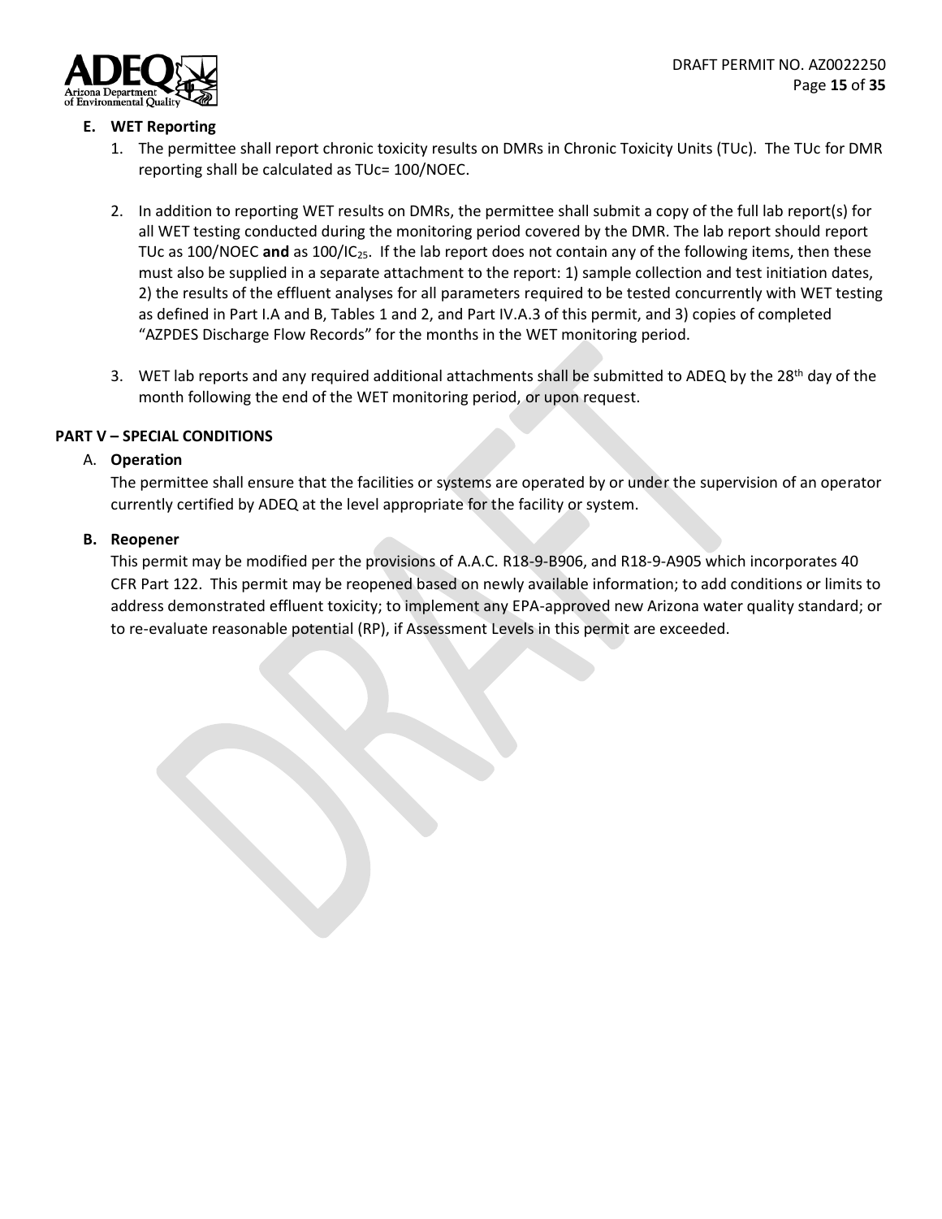### E. WET Reporting

1. The permittee shall report chronic toxicity results on DMRs in Chronic Toxicity Units (TUc). The TUc for DMR reporting shall be calculated as TUc= 100/NOEC.

2. In addition to reporting WET results on DMRs, the permittee shall submit a copy of the full lab report(s) for all WET testing conducted during the monitoring period covered by the DMR. The lab report should report TUc as 100/NOEC **and** as 100/$IC_{25}$. If the lab report does not contain any of the following items, then these must also be supplied in a separate attachment to the report: 1) sample collection and test initiation dates, 2) the results of the effluent analyses for all parameters required to be tested concurrently with WET testing as defined in Part I.A and B, Tables 1 and 2, and Part IV.A.3 of this permit, and 3) copies of completed "AZPDES Discharge Flow Records" for the months in the WET monitoring period.

3. WET lab reports and any required additional attachments shall be submitted to ADEQ by the 28th day of the month following the end of the WET monitoring period, or upon request.

## PART V – SPECIAL CONDITIONS

### A. Operation

The permittee shall ensure that the facilities or systems are operated by or under the supervision of an operator currently certified by ADEQ at the level appropriate for the facility or system.

### B. Reopener

This permit may be modified per the provisions of A.A.C. R18-9-B906, and R18-9-A905 which incorporates 40 CFR Part 122. This permit may be reopened based on newly available information; to add conditions or limits to address demonstrated effluent toxicity; to implement any EPA-approved new Arizona water quality standard; or to re-evaluate reasonable potential (RP), if Assessment Levels in this permit are exceeded.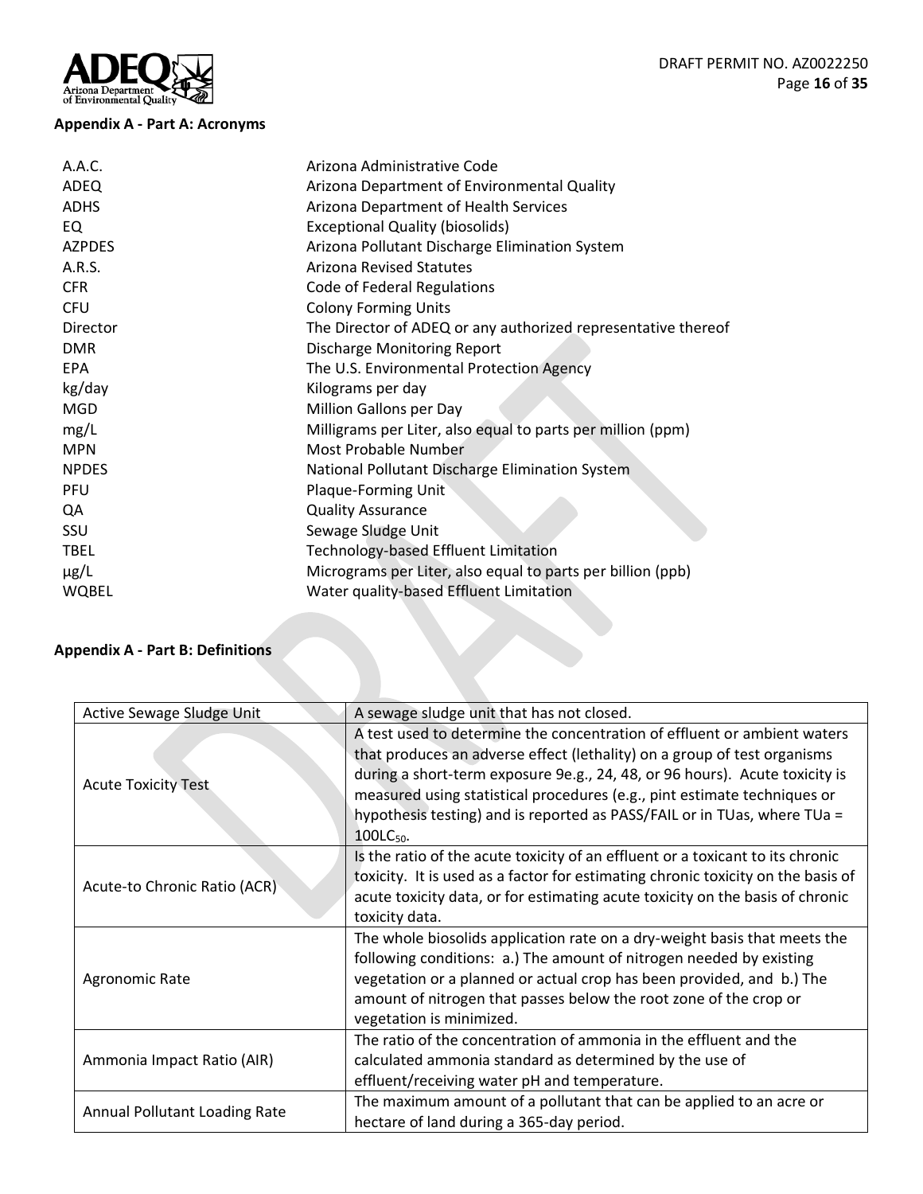### Appendix A - Part A: Acronyms

| | |
|---|---|
| A.A.C. | Arizona Administrative Code |
| ADEQ | Arizona Department of Environmental Quality |
| ADHS | Arizona Department of Health Services |
| EQ | Exceptional Quality (biosolids) |
| AZPDES | Arizona Pollutant Discharge Elimination System |
| A.R.S. | Arizona Revised Statutes |
| CFR | Code of Federal Regulations |
| CFU | Colony Forming Units |
| Director | The Director of ADEQ or any authorized representative thereof |
| DMR | Discharge Monitoring Report |
| EPA | The U.S. Environmental Protection Agency |
| kg/day | Kilograms per day |
| MGD | Million Gallons per Day |
| mg/L | Milligrams per Liter, also equal to parts per million (ppm) |
| MPN | Most Probable Number |
| NPDES | National Pollutant Discharge Elimination System |
| PFU | Plaque-Forming Unit |
| QA | Quality Assurance |
| SSU | Sewage Sludge Unit |
| TBEL | Technology-based Effluent Limitation |
| µg/L | Micrograms per Liter, also equal to parts per billion (ppb) |
| WQBEL | Water quality-based Effluent Limitation |

### Appendix A - Part B: Definitions

| | |
|---|---|
| Active Sewage Sludge Unit | A sewage sludge unit that has not closed. |
| Acute Toxicity Test | A test used to determine the concentration of effluent or ambient waters that produces an adverse effect (lethality) on a group of test organisms during a short-term exposure 9e.g., 24, 48, or 96 hours). Acute toxicity is measured using statistical procedures (e.g., pint estimate techniques or hypothesis testing) and is reported as PASS/FAIL or in TUas, where TUa = $100LC_{50}$. |
| Acute-to Chronic Ratio (ACR) | Is the ratio of the acute toxicity of an effluent or a toxicant to its chronic toxicity. It is used as a factor for estimating chronic toxicity on the basis of acute toxicity data, or for estimating acute toxicity on the basis of chronic toxicity data. |
| Agronomic Rate | The whole biosolids application rate on a dry-weight basis that meets the following conditions: a.) The amount of nitrogen needed by existing vegetation or a planned or actual crop has been provided, and b.) The amount of nitrogen that passes below the root zone of the crop or vegetation is minimized. |
| Ammonia Impact Ratio (AIR) | The ratio of the concentration of ammonia in the effluent and the calculated ammonia standard as determined by the use of effluent/receiving water pH and temperature. |
| Annual Pollutant Loading Rate | The maximum amount of a pollutant that can be applied to an acre or hectare of land during a 365-day period. |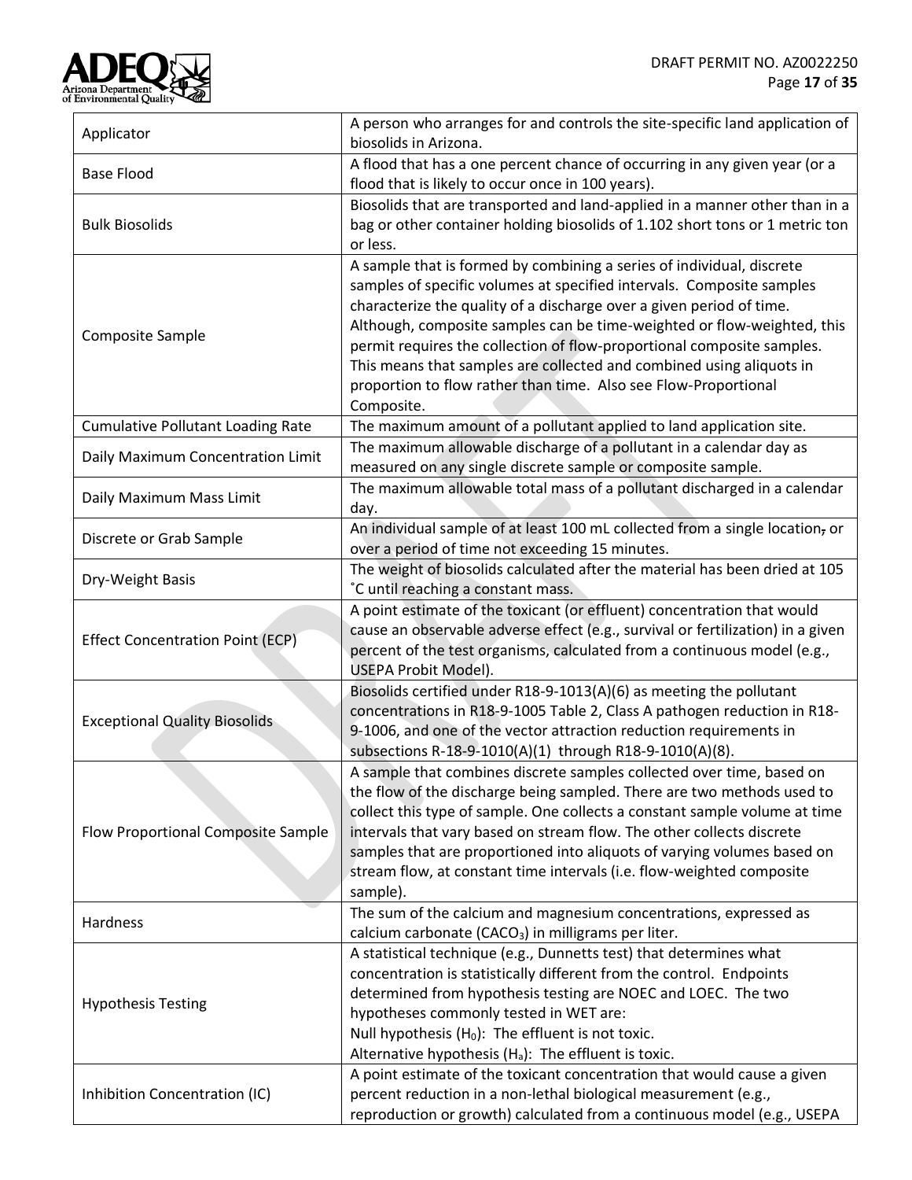| | |
|---|---|
| Applicator | A person who arranges for and controls the site-specific land application of biosolids in Arizona. |
| Base Flood | A flood that has a one percent chance of occurring in any given year (or a flood that is likely to occur once in 100 years). |
| Bulk Biosolids | Biosolids that are transported and land-applied in a manner other than in a bag or other container holding biosolids of 1.102 short tons or 1 metric ton or less. |
| Composite Sample | A sample that is formed by combining a series of individual, discrete samples of specific volumes at specified intervals. Composite samples characterize the quality of a discharge over a given period of time. Although, composite samples can be time-weighted or flow-weighted, this permit requires the collection of flow-proportional composite samples. This means that samples are collected and combined using aliquots in proportion to flow rather than time. Also see Flow-Proportional Composite. |
| Cumulative Pollutant Loading Rate | The maximum amount of a pollutant applied to land application site. |
| Daily Maximum Concentration Limit | The maximum allowable discharge of a pollutant in a calendar day as measured on any single discrete sample or composite sample. |
| Daily Maximum Mass Limit | The maximum allowable total mass of a pollutant discharged in a calendar day. |
| Discrete or Grab Sample | An individual sample of at least 100 mL collected from a single location, or over a period of time not exceeding 15 minutes. |
| Dry-Weight Basis | The weight of biosolids calculated after the material has been dried at 105 ˚C until reaching a constant mass. |
| Effect Concentration Point (ECP) | A point estimate of the toxicant (or effluent) concentration that would cause an observable adverse effect (e.g., survival or fertilization) in a given percent of the test organisms, calculated from a continuous model (e.g., USEPA Probit Model). |
| Exceptional Quality Biosolids | Biosolids certified under R18-9-1013(A)(6) as meeting the pollutant concentrations in R18-9-1005 Table 2, Class A pathogen reduction in R18-9-1006, and one of the vector attraction reduction requirements in subsections R-18-9-1010(A)(1) through R18-9-1010(A)(8). |
| Flow Proportional Composite Sample | A sample that combines discrete samples collected over time, based on the flow of the discharge being sampled. There are two methods used to collect this type of sample. One collects a constant sample volume at time intervals that vary based on stream flow. The other collects discrete samples that are proportioned into aliquots of varying volumes based on stream flow, at constant time intervals (i.e. flow-weighted composite sample). |
| Hardness | The sum of the calcium and magnesium concentrations, expressed as calcium carbonate ($CACO_3$) in milligrams per liter. |
| Hypothesis Testing | A statistical technique (e.g., Dunnetts test) that determines what concentration is statistically different from the control. Endpoints determined from hypothesis testing are NOEC and LOEC. The two hypotheses commonly tested in WET are:<br>Null hypothesis ($H_0$): The effluent is not toxic.<br>Alternative hypothesis ($H_a$): The effluent is toxic. |
| Inhibition Concentration (IC) | A point estimate of the toxicant concentration that would cause a given percent reduction in a non-lethal biological measurement (e.g., reproduction or growth) calculated from a continuous model (e.g., USEPA |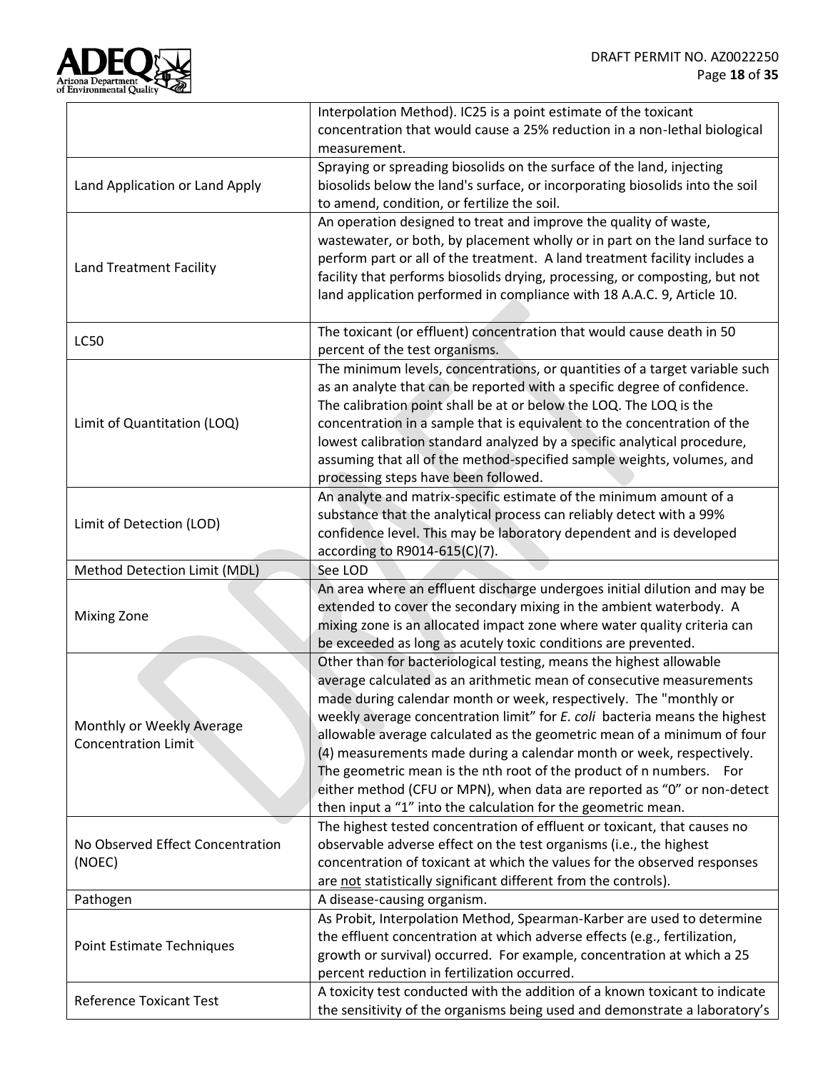| | |
|---|---|
| | Interpolation Method). IC25 is a point estimate of the toxicant concentration that would cause a 25% reduction in a non-lethal biological measurement. |
| Land Application or Land Apply | Spraying or spreading biosolids on the surface of the land, injecting biosolids below the land's surface, or incorporating biosolids into the soil to amend, condition, or fertilize the soil. |
| Land Treatment Facility | An operation designed to treat and improve the quality of waste, wastewater, or both, by placement wholly or in part on the land surface to perform part or all of the treatment. A land treatment facility includes a facility that performs biosolids drying, processing, or composting, but not land application performed in compliance with 18 A.A.C. 9, Article 10. |
| LC50 | The toxicant (or effluent) concentration that would cause death in 50 percent of the test organisms. |
| Limit of Quantitation (LOQ) | The minimum levels, concentrations, or quantities of a target variable such as an analyte that can be reported with a specific degree of confidence. The calibration point shall be at or below the LOQ. The LOQ is the concentration in a sample that is equivalent to the concentration of the lowest calibration standard analyzed by a specific analytical procedure, assuming that all of the method-specified sample weights, volumes, and processing steps have been followed. |
| Limit of Detection (LOD) | An analyte and matrix-specific estimate of the minimum amount of a substance that the analytical process can reliably detect with a 99% confidence level. This may be laboratory dependent and is developed according to R9014-615(C)(7). |
| Method Detection Limit (MDL) | See LOD |
| Mixing Zone | An area where an effluent discharge undergoes initial dilution and may be extended to cover the secondary mixing in the ambient waterbody. A mixing zone is an allocated impact zone where water quality criteria can be exceeded as long as acutely toxic conditions are prevented. |
| Monthly or Weekly Average Concentration Limit | Other than for bacteriological testing, means the highest allowable average calculated as an arithmetic mean of consecutive measurements made during calendar month or week, respectively. The "monthly or weekly average concentration limit" for *E. coli* bacteria means the highest allowable average calculated as the geometric mean of a minimum of four (4) measurements made during a calendar month or week, respectively. The geometric mean is the nth root of the product of n numbers. For either method (CFU or MPN), when data are reported as "0" or non-detect then input a "1" into the calculation for the geometric mean. |
| No Observed Effect Concentration (NOEC) | The highest tested concentration of effluent or toxicant, that causes no observable adverse effect on the test organisms (i.e., the highest concentration of toxicant at which the values for the observed responses are <u>not</u> statistically significant different from the controls). |
| Pathogen | A disease-causing organism. |
| Point Estimate Techniques | As Probit, Interpolation Method, Spearman-Karber are used to determine the effluent concentration at which adverse effects (e.g., fertilization, growth or survival) occurred. For example, concentration at which a 25 percent reduction in fertilization occurred. |
| Reference Toxicant Test | A toxicity test conducted with the addition of a known toxicant to indicate the sensitivity of the organisms being used and demonstrate a laboratory's |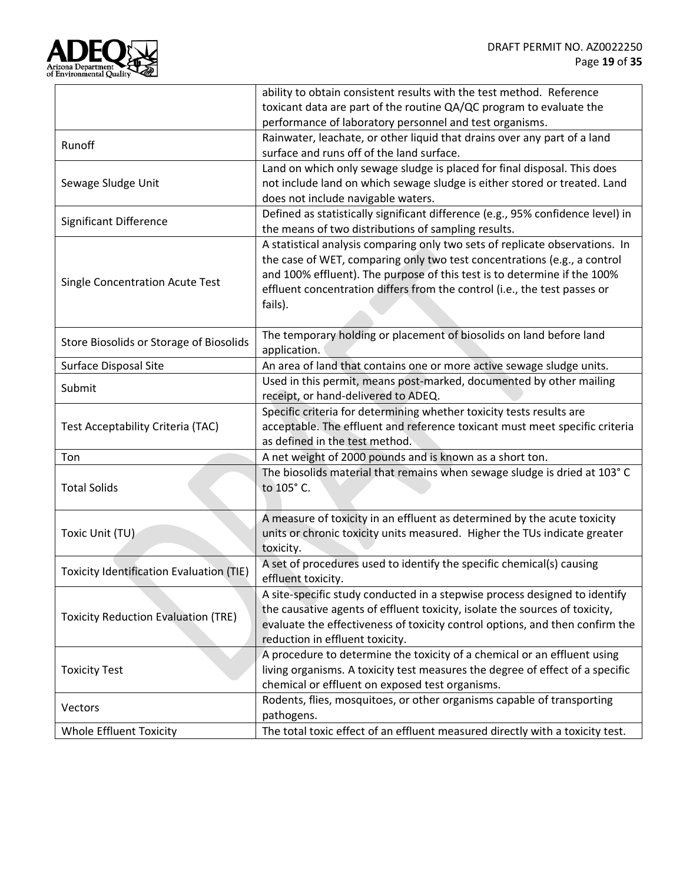| | |
|---|---|
| | ability to obtain consistent results with the test method. Reference toxicant data are part of the routine QA/QC program to evaluate the performance of laboratory personnel and test organisms. |
| Runoff | Rainwater, leachate, or other liquid that drains over any part of a land surface and runs off of the land surface. |
| Sewage Sludge Unit | Land on which only sewage sludge is placed for final disposal. This does not include land on which sewage sludge is either stored or treated. Land does not include navigable waters. |
| Significant Difference | Defined as statistically significant difference (e.g., 95% confidence level) in the means of two distributions of sampling results. |
| Single Concentration Acute Test | A statistical analysis comparing only two sets of replicate observations. In the case of WET, comparing only two test concentrations (e.g., a control and 100% effluent). The purpose of this test is to determine if the 100% effluent concentration differs from the control (i.e., the test passes or fails). |
| Store Biosolids or Storage of Biosolids | The temporary holding or placement of biosolids on land before land application. |
| Surface Disposal Site | An area of land that contains one or more active sewage sludge units. |
| Submit | Used in this permit, means post-marked, documented by other mailing receipt, or hand-delivered to ADEQ. |
| Test Acceptability Criteria (TAC) | Specific criteria for determining whether toxicity tests results are acceptable. The effluent and reference toxicant must meet specific criteria as defined in the test method. |
| Ton | A net weight of 2000 pounds and is known as a short ton. |
| Total Solids | The biosolids material that remains when sewage sludge is dried at 103° C to 105° C. |
| Toxic Unit (TU) | A measure of toxicity in an effluent as determined by the acute toxicity units or chronic toxicity units measured. Higher the TUs indicate greater toxicity. |
| Toxicity Identification Evaluation (TIE) | A set of procedures used to identify the specific chemical(s) causing effluent toxicity. |
| Toxicity Reduction Evaluation (TRE) | A site-specific study conducted in a stepwise process designed to identify the causative agents of effluent toxicity, isolate the sources of toxicity, evaluate the effectiveness of toxicity control options, and then confirm the reduction in effluent toxicity. |
| Toxicity Test | A procedure to determine the toxicity of a chemical or an effluent using living organisms. A toxicity test measures the degree of effect of a specific chemical or effluent on exposed test organisms. |
| Vectors | Rodents, flies, mosquitoes, or other organisms capable of transporting pathogens. |
| Whole Effluent Toxicity | The total toxic effect of an effluent measured directly with a toxicity test. |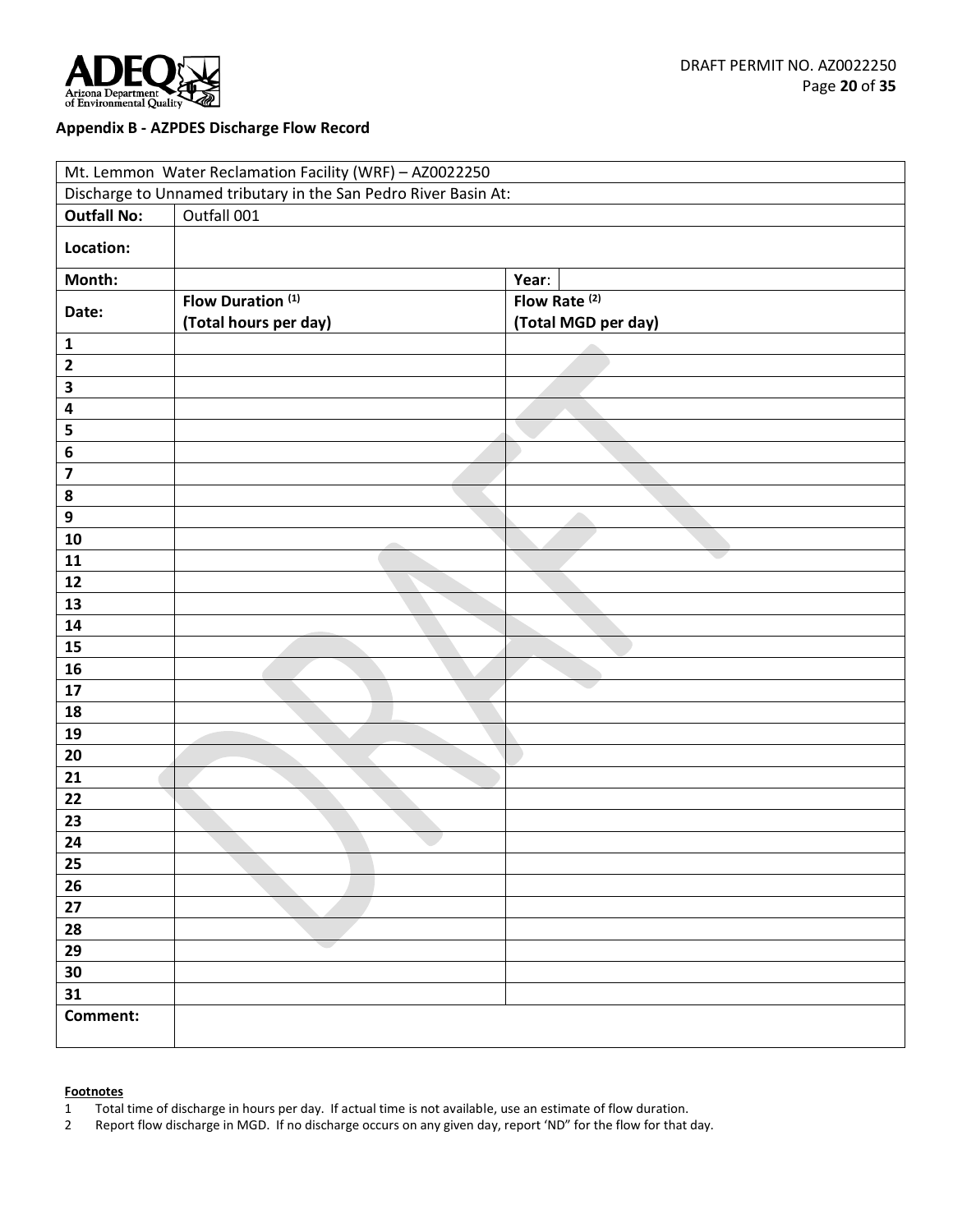**Appendix B - AZPDES Discharge Flow Record**

| Mt. Lemmon Water Reclamation Facility (WRF) – AZ0022250 | | | |
|---|---|---|---|
| Discharge to Unnamed tributary in the San Pedro River Basin At: | | | |
| **Outfall No:** | Outfall 001 | | |
| **Location:** | | | |
| **Month:** | | **Year**: | |
| **Date:** | **Flow Duration [(1)] (Total hours per day)** | **Flow Rate [(2)] (Total MGD per day)** | |
| **1** | | | |
| **2** | | | |
| **3** | | | |
| **4** | | | |
| **5** | | | |
| **6** | | | |
| **7** | | | |
| **8** | | | |
| **9** | | | |
| **10** | | | |
| **11** | | | |
| **12** | | | |
| **13** | | | |
| **14** | | | |
| **15** | | | |
| **16** | | | |
| **17** | | | |
| **18** | | | |
| **19** | | | |
| **20** | | | |
| **21** | | | |
| **22** | | | |
| **23** | | | |
| **24** | | | |
| **25** | | | |
| **26** | | | |
| **27** | | | |
| **28** | | | |
| **29** | | | |
| **30** | | | |
| **31** | | | |
| **Comment:** | | | |

**Footnotes**

1. Total time of discharge in hours per day. If actual time is not available, use an estimate of flow duration.
2. Report flow discharge in MGD. If no discharge occurs on any given day, report 'ND" for the flow for that day.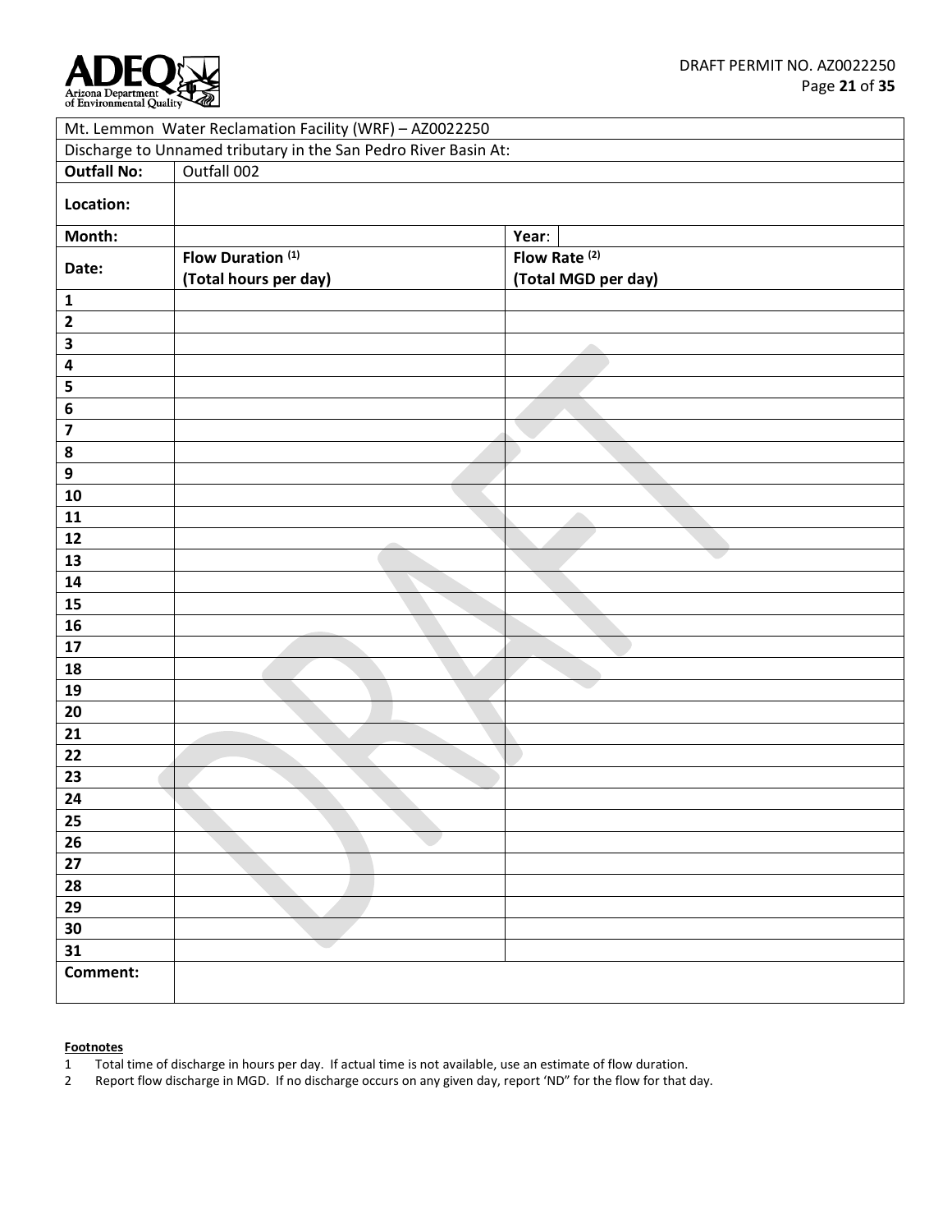| Mt. Lemmon Water Reclamation Facility (WRF) – AZ0022250 | | | |
|---|---|---|---|
| Discharge to Unnamed tributary in the San Pedro River Basin At: | | | |
| **Outfall No:** | Outfall 002 | | |
| **Location:** | | | |
| **Month:** | | **Year**: | |
| **Date:** | **Flow Duration (1)** **(Total hours per day)** | **Flow Rate (2)** **(Total MGD per day)** | |
| **1** | | | |
| **2** | | | |
| **3** | | | |
| **4** | | | |
| **5** | | | |
| **6** | | | |
| **7** | | | |
| **8** | | | |
| **9** | | | |
| **10** | | | |
| **11** | | | |
| **12** | | | |
| **13** | | | |
| **14** | | | |
| **15** | | | |
| **16** | | | |
| **17** | | | |
| **18** | | | |
| **19** | | | |
| **20** | | | |
| **21** | | | |
| **22** | | | |
| **23** | | | |
| **24** | | | |
| **25** | | | |
| **26** | | | |
| **27** | | | |
| **28** | | | |
| **29** | | | |
| **30** | | | |
| **31** | | | |
| **Comment:** | | | |

**Footnotes**

1 Total time of discharge in hours per day. If actual time is not available, use an estimate of flow duration.

2 Report flow discharge in MGD. If no discharge occurs on any given day, report 'ND" for the flow for that day.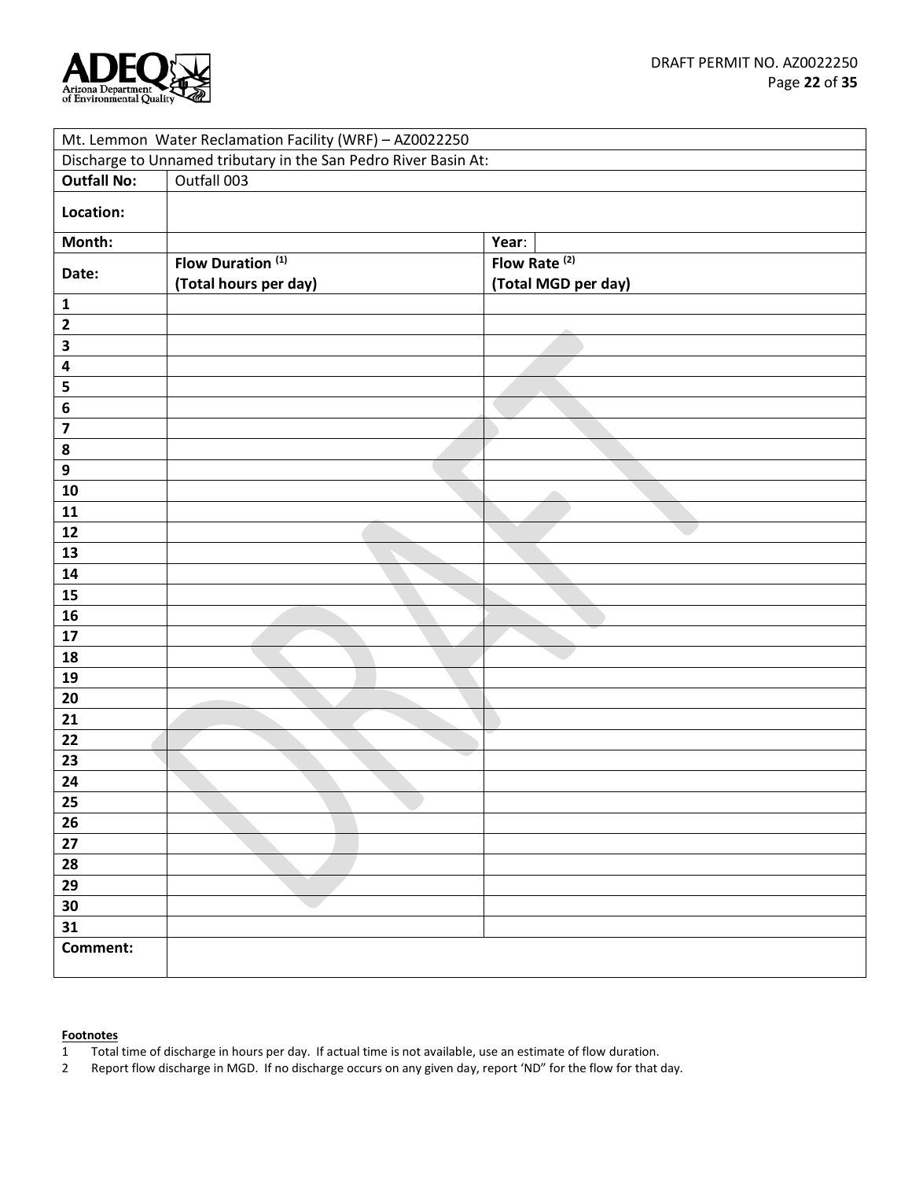| Mt. Lemmon Water Reclamation Facility (WRF) – AZ0022250 | | | |
|---|---|---|---|
| Discharge to Unnamed tributary in the San Pedro River Basin At: | | | |
| **Outfall No:** | Outfall 003 | | |
| **Location:** | | | |
| **Month:** | | **Year**: | |
| **Date:** | **Flow Duration [(1)]** **(Total hours per day)** | **Flow Rate [(2)]** **(Total MGD per day)** | |
| **1** | | | |
| **2** | | | |
| **3** | | | |
| **4** | | | |
| **5** | | | |
| **6** | | | |
| **7** | | | |
| **8** | | | |
| **9** | | | |
| **10** | | | |
| **11** | | | |
| **12** | | | |
| **13** | | | |
| **14** | | | |
| **15** | | | |
| **16** | | | |
| **17** | | | |
| **18** | | | |
| **19** | | | |
| **20** | | | |
| **21** | | | |
| **22** | | | |
| **23** | | | |
| **24** | | | |
| **25** | | | |
| **26** | | | |
| **27** | | | |
| **28** | | | |
| **29** | | | |
| **30** | | | |
| **31** | | | |
| **Comment:** | | | |

**Footnotes**

1 Total time of discharge in hours per day. If actual time is not available, use an estimate of flow duration.

2 Report flow discharge in MGD. If no discharge occurs on any given day, report 'ND" for the flow for that day.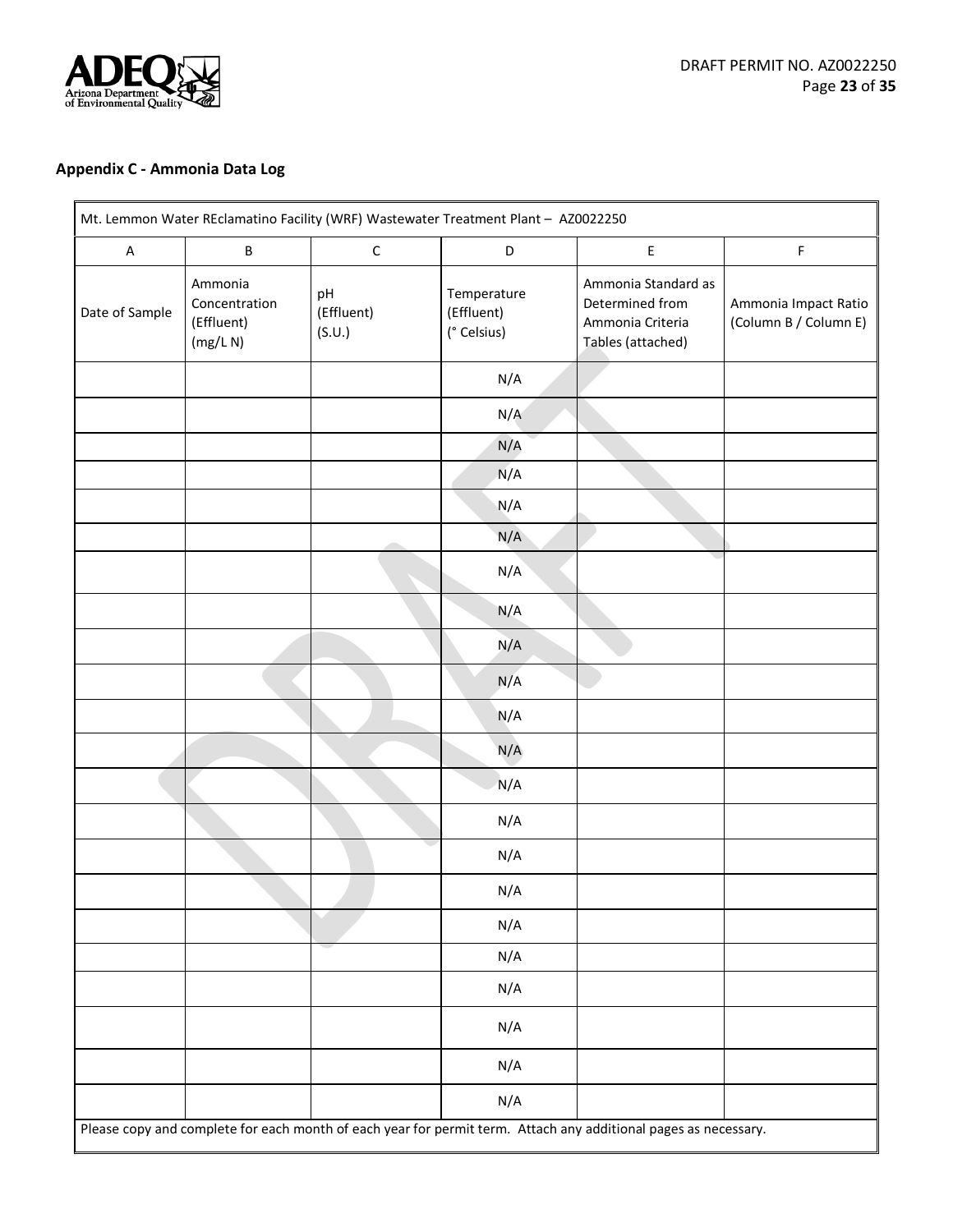## Appendix C - Ammonia Data Log

| Mt. Lemmon Water REclamatino Facility (WRF) Wastewater Treatment Plant – AZ0022250 | | | | | |
|---|---|---|---|---|---|
| A | B | C | D | E | F |
| Date of Sample | Ammonia Concentration (Effluent) (mg/L N) | pH (Effluent) (S.U.) | Temperature (Effluent) (° Celsius) | Ammonia Standard as Determined from Ammonia Criteria Tables (attached) | Ammonia Impact Ratio (Column B / Column E) |
| | | | N/A | | |
| | | | N/A | | |
| | | | N/A | | |
| | | | N/A | | |
| | | | N/A | | |
| | | | N/A | | |
| | | | N/A | | |
| | | | N/A | | |
| | | | N/A | | |
| | | | N/A | | |
| | | | N/A | | |
| | | | N/A | | |
| | | | N/A | | |
| | | | N/A | | |
| | | | N/A | | |
| | | | N/A | | |
| | | | N/A | | |
| | | | N/A | | |
| | | | N/A | | |
| | | | N/A | | |
| | | | N/A | | |
| | | | N/A | | |
| Please copy and complete for each month of each year for permit term. Attach any additional pages as necessary. | | | | | |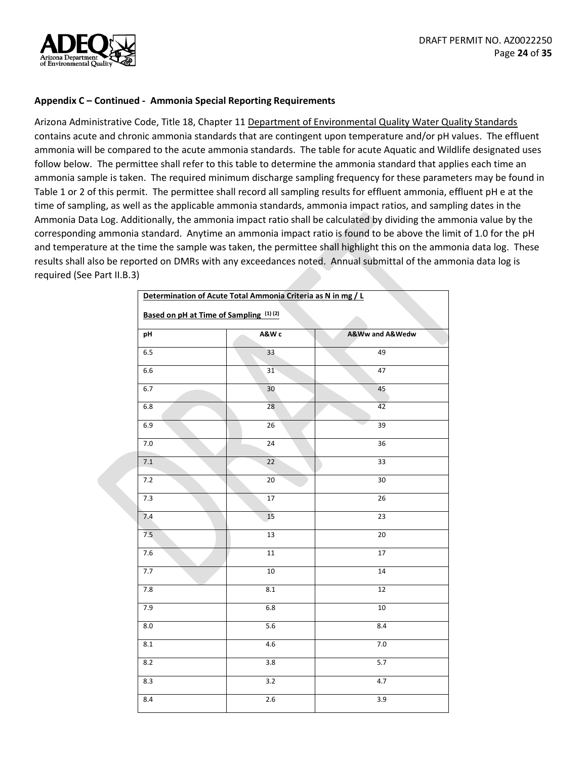**Appendix C – Continued - Ammonia Special Reporting Requirements**

Arizona Administrative Code, Title 18, Chapter 11 Department of Environmental Quality Water Quality Standards contains acute and chronic ammonia standards that are contingent upon temperature and/or pH values. The effluent ammonia will be compared to the acute ammonia standards. The table for acute Aquatic and Wildlife designated uses follow below. The permittee shall refer to this table to determine the ammonia standard that applies each time an ammonia sample is taken. The required minimum discharge sampling frequency for these parameters may be found in Table 1 or 2 of this permit. The permittee shall record all sampling results for effluent ammonia, effluent pH e at the time of sampling, as well as the applicable ammonia standards, ammonia impact ratios, and sampling dates in the Ammonia Data Log. Additionally, the ammonia impact ratio shall be calculated by dividing the ammonia value by the corresponding ammonia standard. Anytime an ammonia impact ratio is found to be above the limit of 1.0 for the pH and temperature at the time the sample was taken, the permittee shall highlight this on the ammonia data log. These results shall also be reported on DMRs with any exceedances noted. Annual submittal of the ammonia data log is required (See Part II.B.3)

| Determination of Acute Total Ammonia Criteria as N in mg / L<br>Based on pH at Time of Sampling (1) (2) | | |
|---|---|---|
| **pH** | **A&W c** | **A&Ww and A&Wedw** |
| 6.5 | 33 | 49 |
| 6.6 | 31 | 47 |
| 6.7 | 30 | 45 |
| 6.8 | 28 | 42 |
| 6.9 | 26 | 39 |
| 7.0 | 24 | 36 |
| 7.1 | 22 | 33 |
| 7.2 | 20 | 30 |
| 7.3 | 17 | 26 |
| 7.4 | 15 | 23 |
| 7.5 | 13 | 20 |
| 7.6 | 11 | 17 |
| 7.7 | 10 | 14 |
| 7.8 | 8.1 | 12 |
| 7.9 | 6.8 | 10 |
| 8.0 | 5.6 | 8.4 |
| 8.1 | 4.6 | 7.0 |
| 8.2 | 3.8 | 5.7 |
| 8.3 | 3.2 | 4.7 |
| 8.4 | 2.6 | 3.9 |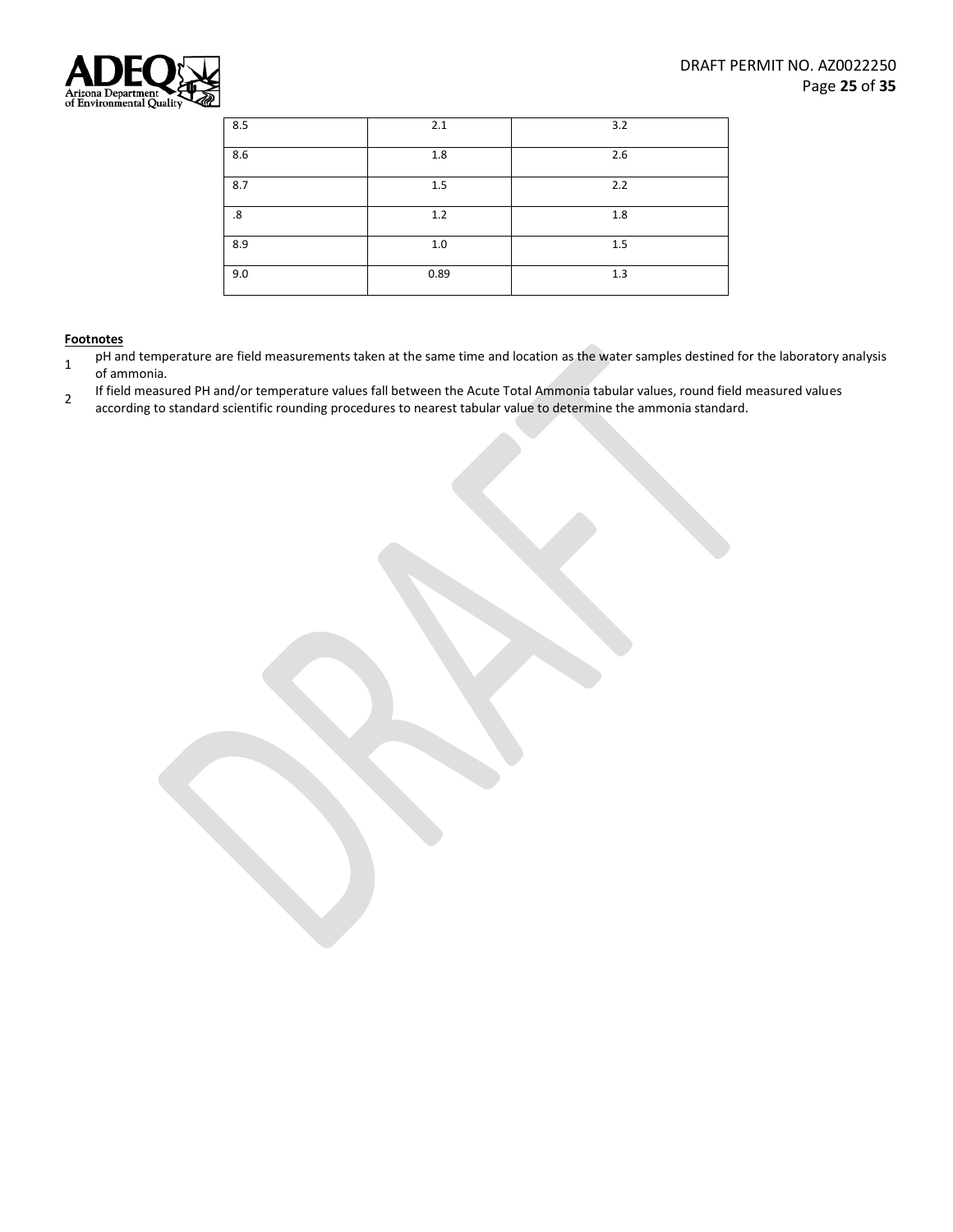| 8.5 | 2.1 | 3.2 |
|---|---|---|
| 8.6 | 1.8 | 2.6 |
| 8.7 | 1.5 | 2.2 |
| .8 | 1.2 | 1.8 |
| 8.9 | 1.0 | 1.5 |
| 9.0 | 0.89 | 1.3 |

**Footnotes**

1. pH and temperature are field measurements taken at the same time and location as the water samples destined for the laboratory analysis of ammonia.
2. If field measured PH and/or temperature values fall between the Acute Total Ammonia tabular values, round field measured values according to standard scientific rounding procedures to nearest tabular value to determine the ammonia standard.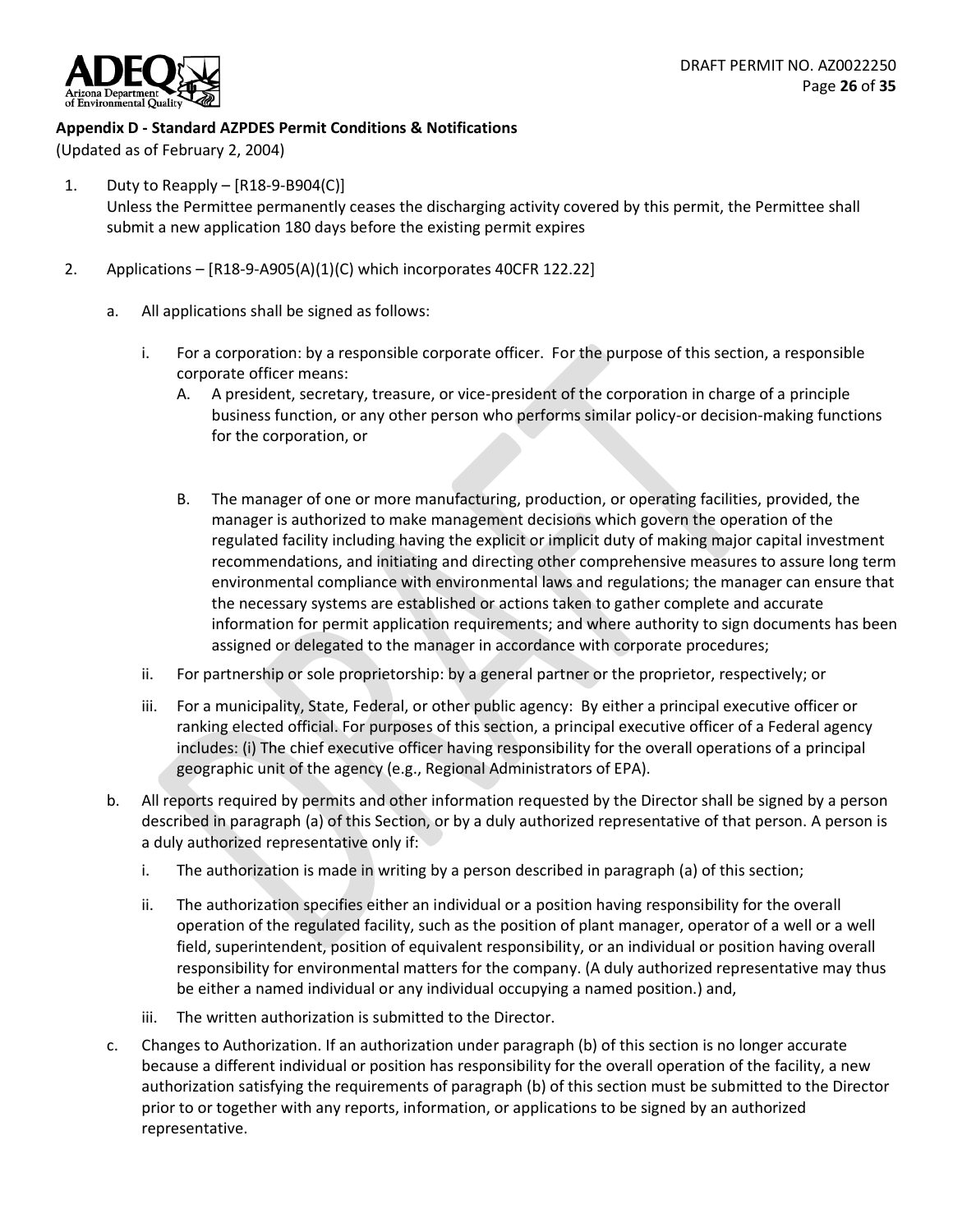**Appendix D - Standard AZPDES Permit Conditions & Notifications**

(Updated as of February 2, 2004)

1. Duty to Reapply – [R18-9-B904(C)]
   Unless the Permittee permanently ceases the discharging activity covered by this permit, the Permittee shall submit a new application 180 days before the existing permit expires

2. Applications – [R18-9-A905(A)(1)(C) which incorporates 40CFR 122.22]

   a. All applications shall be signed as follows:

      i. For a corporation: by a responsible corporate officer. For the purpose of this section, a responsible corporate officer means:
         A. A president, secretary, treasure, or vice-president of the corporation in charge of a principle business function, or any other person who performs similar policy-or decision-making functions for the corporation, or

         B. The manager of one or more manufacturing, production, or operating facilities, provided, the manager is authorized to make management decisions which govern the operation of the regulated facility including having the explicit or implicit duty of making major capital investment recommendations, and initiating and directing other comprehensive measures to assure long term environmental compliance with environmental laws and regulations; the manager can ensure that the necessary systems are established or actions taken to gather complete and accurate information for permit application requirements; and where authority to sign documents has been assigned or delegated to the manager in accordance with corporate procedures;

      ii. For partnership or sole proprietorship: by a general partner or the proprietor, respectively; or

      iii. For a municipality, State, Federal, or other public agency: By either a principal executive officer or ranking elected official. For purposes of this section, a principal executive officer of a Federal agency includes: (i) The chief executive officer having responsibility for the overall operations of a principal geographic unit of the agency (e.g., Regional Administrators of EPA).

   b. All reports required by permits and other information requested by the Director shall be signed by a person described in paragraph (a) of this Section, or by a duly authorized representative of that person. A person is a duly authorized representative only if:

      i. The authorization is made in writing by a person described in paragraph (a) of this section;

      ii. The authorization specifies either an individual or a position having responsibility for the overall operation of the regulated facility, such as the position of plant manager, operator of a well or a well field, superintendent, position of equivalent responsibility, or an individual or position having overall responsibility for environmental matters for the company. (A duly authorized representative may thus be either a named individual or any individual occupying a named position.) and,

      iii. The written authorization is submitted to the Director.

   c. Changes to Authorization. If an authorization under paragraph (b) of this section is no longer accurate because a different individual or position has responsibility for the overall operation of the facility, a new authorization satisfying the requirements of paragraph (b) of this section must be submitted to the Director prior to or together with any reports, information, or applications to be signed by an authorized representative.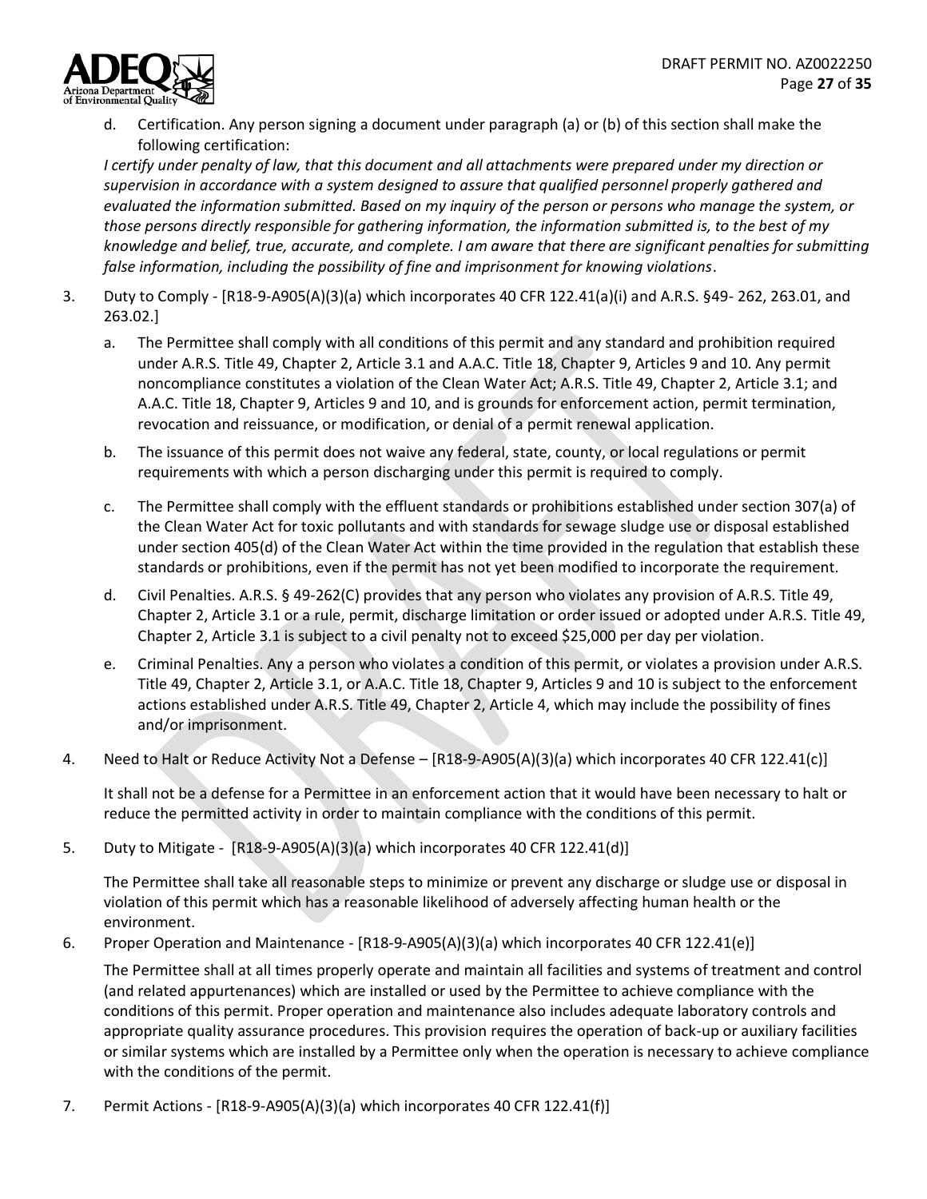d. Certification. Any person signing a document under paragraph (a) or (b) of this section shall make the following certification:

*I certify under penalty of law, that this document and all attachments were prepared under my direction or supervision in accordance with a system designed to assure that qualified personnel properly gathered and evaluated the information submitted. Based on my inquiry of the person or persons who manage the system, or those persons directly responsible for gathering information, the information submitted is, to the best of my knowledge and belief, true, accurate, and complete. I am aware that there are significant penalties for submitting false information, including the possibility of fine and imprisonment for knowing violations*.

3. Duty to Comply - [R18-9-A905(A)(3)(a) which incorporates 40 CFR 122.41(a)(i) and A.R.S. §49- 262, 263.01, and 263.02.]

   a. The Permittee shall comply with all conditions of this permit and any standard and prohibition required under A.R.S. Title 49, Chapter 2, Article 3.1 and A.A.C. Title 18, Chapter 9, Articles 9 and 10. Any permit noncompliance constitutes a violation of the Clean Water Act; A.R.S. Title 49, Chapter 2, Article 3.1; and A.A.C. Title 18, Chapter 9, Articles 9 and 10, and is grounds for enforcement action, permit termination, revocation and reissuance, or modification, or denial of a permit renewal application.

   b. The issuance of this permit does not waive any federal, state, county, or local regulations or permit requirements with which a person discharging under this permit is required to comply.

   c. The Permittee shall comply with the effluent standards or prohibitions established under section 307(a) of the Clean Water Act for toxic pollutants and with standards for sewage sludge use or disposal established under section 405(d) of the Clean Water Act within the time provided in the regulation that establish these standards or prohibitions, even if the permit has not yet been modified to incorporate the requirement.

   d. Civil Penalties. A.R.S. § 49-262(C) provides that any person who violates any provision of A.R.S. Title 49, Chapter 2, Article 3.1 or a rule, permit, discharge limitation or order issued or adopted under A.R.S. Title 49, Chapter 2, Article 3.1 is subject to a civil penalty not to exceed $25,000 per day per violation.

   e. Criminal Penalties. Any a person who violates a condition of this permit, or violates a provision under A.R.S. Title 49, Chapter 2, Article 3.1, or A.A.C. Title 18, Chapter 9, Articles 9 and 10 is subject to the enforcement actions established under A.R.S. Title 49, Chapter 2, Article 4, which may include the possibility of fines and/or imprisonment.

4. Need to Halt or Reduce Activity Not a Defense – [R18-9-A905(A)(3)(a) which incorporates 40 CFR 122.41(c)]

   It shall not be a defense for a Permittee in an enforcement action that it would have been necessary to halt or reduce the permitted activity in order to maintain compliance with the conditions of this permit.

5. Duty to Mitigate - [R18-9-A905(A)(3)(a) which incorporates 40 CFR 122.41(d)]

   The Permittee shall take all reasonable steps to minimize or prevent any discharge or sludge use or disposal in violation of this permit which has a reasonable likelihood of adversely affecting human health or the environment.

6. Proper Operation and Maintenance - [R18-9-A905(A)(3)(a) which incorporates 40 CFR 122.41(e)]

   The Permittee shall at all times properly operate and maintain all facilities and systems of treatment and control (and related appurtenances) which are installed or used by the Permittee to achieve compliance with the conditions of this permit. Proper operation and maintenance also includes adequate laboratory controls and appropriate quality assurance procedures. This provision requires the operation of back-up or auxiliary facilities or similar systems which are installed by a Permittee only when the operation is necessary to achieve compliance with the conditions of the permit.

7. Permit Actions - [R18-9-A905(A)(3)(a) which incorporates 40 CFR 122.41(f)]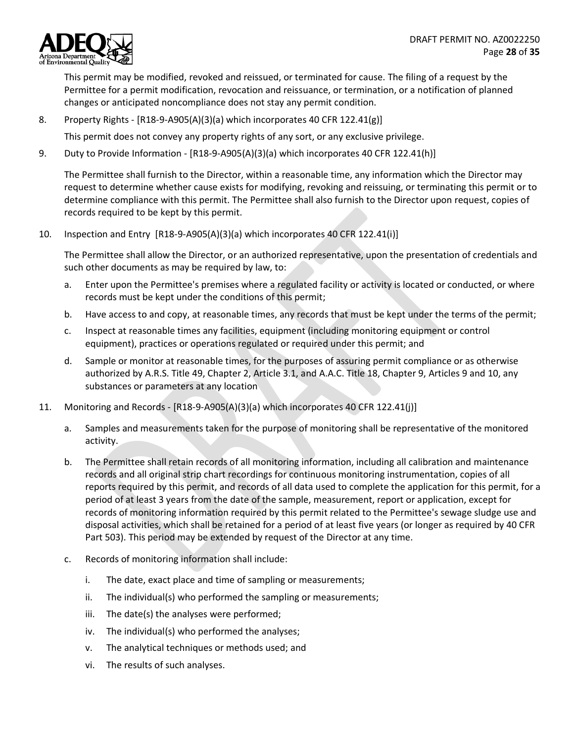This permit may be modified, revoked and reissued, or terminated for cause. The filing of a request by the Permittee for a permit modification, revocation and reissuance, or termination, or a notification of planned changes or anticipated noncompliance does not stay any permit condition.

8. Property Rights - [R18-9-A905(A)(3)(a) which incorporates 40 CFR 122.41(g)]

   This permit does not convey any property rights of any sort, or any exclusive privilege.

9. Duty to Provide Information - [R18-9-A905(A)(3)(a) which incorporates 40 CFR 122.41(h)]

   The Permittee shall furnish to the Director, within a reasonable time, any information which the Director may request to determine whether cause exists for modifying, revoking and reissuing, or terminating this permit or to determine compliance with this permit. The Permittee shall also furnish to the Director upon request, copies of records required to be kept by this permit.

10. Inspection and Entry [R18-9-A905(A)(3)(a) which incorporates 40 CFR 122.41(i)]

    The Permittee shall allow the Director, or an authorized representative, upon the presentation of credentials and such other documents as may be required by law, to:

    a. Enter upon the Permittee's premises where a regulated facility or activity is located or conducted, or where records must be kept under the conditions of this permit;

    b. Have access to and copy, at reasonable times, any records that must be kept under the terms of the permit;

    c. Inspect at reasonable times any facilities, equipment (including monitoring equipment or control equipment), practices or operations regulated or required under this permit; and

    d. Sample or monitor at reasonable times, for the purposes of assuring permit compliance or as otherwise authorized by A.R.S. Title 49, Chapter 2, Article 3.1, and A.A.C. Title 18, Chapter 9, Articles 9 and 10, any substances or parameters at any location

11. Monitoring and Records - [R18-9-A905(A)(3)(a) which incorporates 40 CFR 122.41(j)]

    a. Samples and measurements taken for the purpose of monitoring shall be representative of the monitored activity.

    b. The Permittee shall retain records of all monitoring information, including all calibration and maintenance records and all original strip chart recordings for continuous monitoring instrumentation, copies of all reports required by this permit, and records of all data used to complete the application for this permit, for a period of at least 3 years from the date of the sample, measurement, report or application, except for records of monitoring information required by this permit related to the Permittee's sewage sludge use and disposal activities, which shall be retained for a period of at least five years (or longer as required by 40 CFR Part 503). This period may be extended by request of the Director at any time.

    c. Records of monitoring information shall include:

       i. The date, exact place and time of sampling or measurements;

       ii. The individual(s) who performed the sampling or measurements;

       iii. The date(s) the analyses were performed;

       iv. The individual(s) who performed the analyses;

       v. The analytical techniques or methods used; and

       vi. The results of such analyses.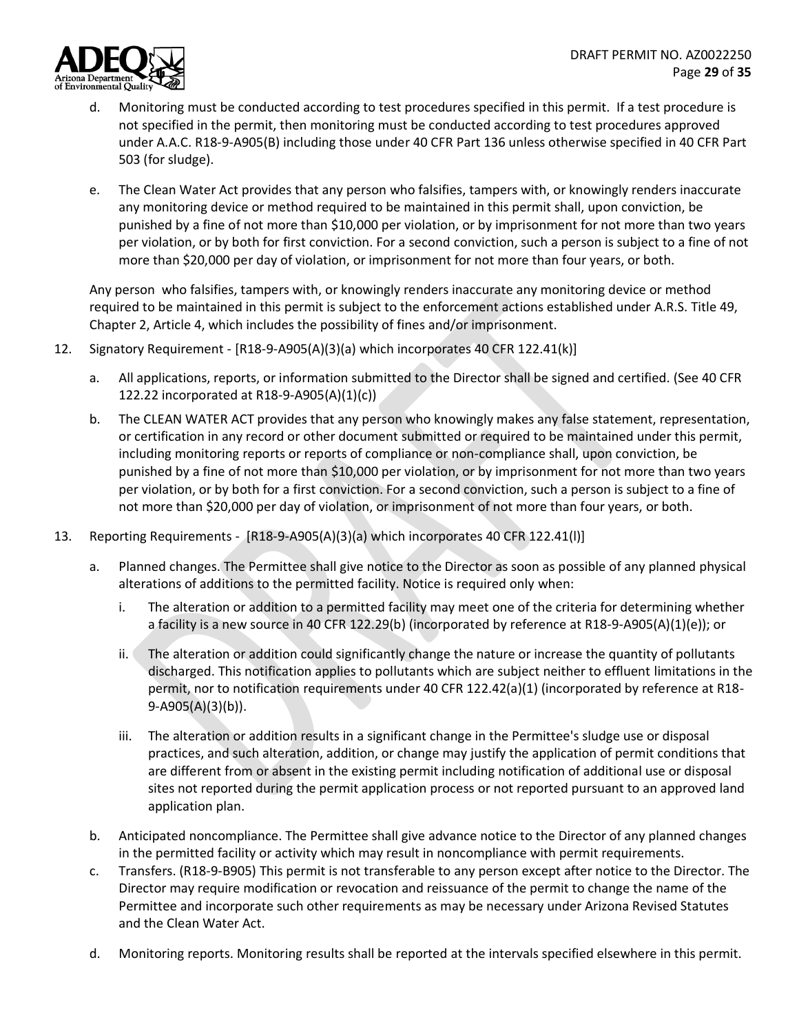d. Monitoring must be conducted according to test procedures specified in this permit. If a test procedure is not specified in the permit, then monitoring must be conducted according to test procedures approved under A.A.C. R18-9-A905(B) including those under 40 CFR Part 136 unless otherwise specified in 40 CFR Part 503 (for sludge).

e. The Clean Water Act provides that any person who falsifies, tampers with, or knowingly renders inaccurate any monitoring device or method required to be maintained in this permit shall, upon conviction, be punished by a fine of not more than $10,000 per violation, or by imprisonment for not more than two years per violation, or by both for first conviction. For a second conviction, such a person is subject to a fine of not more than $20,000 per day of violation, or imprisonment for not more than four years, or both.

Any person who falsifies, tampers with, or knowingly renders inaccurate any monitoring device or method required to be maintained in this permit is subject to the enforcement actions established under A.R.S. Title 49, Chapter 2, Article 4, which includes the possibility of fines and/or imprisonment.

12. Signatory Requirement - [R18-9-A905(A)(3)(a) which incorporates 40 CFR 122.41(k)]

   a. All applications, reports, or information submitted to the Director shall be signed and certified. (See 40 CFR 122.22 incorporated at R18-9-A905(A)(1)(c))

   b. The CLEAN WATER ACT provides that any person who knowingly makes any false statement, representation, or certification in any record or other document submitted or required to be maintained under this permit, including monitoring reports or reports of compliance or non-compliance shall, upon conviction, be punished by a fine of not more than $10,000 per violation, or by imprisonment for not more than two years per violation, or by both for a first conviction. For a second conviction, such a person is subject to a fine of not more than $20,000 per day of violation, or imprisonment of not more than four years, or both.

13. Reporting Requirements - [R18-9-A905(A)(3)(a) which incorporates 40 CFR 122.41(l)]

   a. Planned changes. The Permittee shall give notice to the Director as soon as possible of any planned physical alterations of additions to the permitted facility. Notice is required only when:

      i. The alteration or addition to a permitted facility may meet one of the criteria for determining whether a facility is a new source in 40 CFR 122.29(b) (incorporated by reference at R18-9-A905(A)(1)(e)); or

      ii. The alteration or addition could significantly change the nature or increase the quantity of pollutants discharged. This notification applies to pollutants which are subject neither to effluent limitations in the permit, nor to notification requirements under 40 CFR 122.42(a)(1) (incorporated by reference at R18-9-A905(A)(3)(b)).

      iii. The alteration or addition results in a significant change in the Permittee's sludge use or disposal practices, and such alteration, addition, or change may justify the application of permit conditions that are different from or absent in the existing permit including notification of additional use or disposal sites not reported during the permit application process or not reported pursuant to an approved land application plan.

   b. Anticipated noncompliance. The Permittee shall give advance notice to the Director of any planned changes in the permitted facility or activity which may result in noncompliance with permit requirements.

   c. Transfers. (R18-9-B905) This permit is not transferable to any person except after notice to the Director. The Director may require modification or revocation and reissuance of the permit to change the name of the Permittee and incorporate such other requirements as may be necessary under Arizona Revised Statutes and the Clean Water Act.

   d. Monitoring reports. Monitoring results shall be reported at the intervals specified elsewhere in this permit.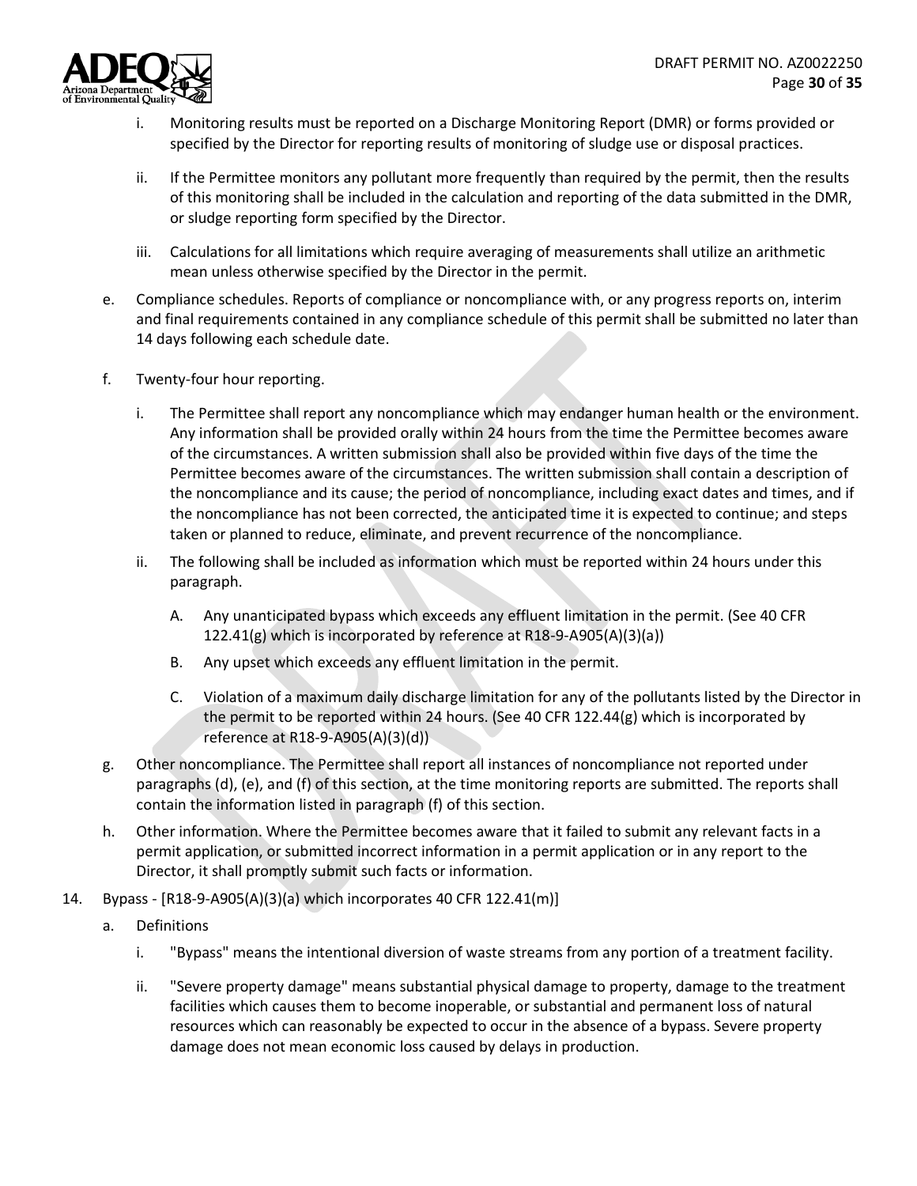i. Monitoring results must be reported on a Discharge Monitoring Report (DMR) or forms provided or specified by the Director for reporting results of monitoring of sludge use or disposal practices.

ii. If the Permittee monitors any pollutant more frequently than required by the permit, then the results of this monitoring shall be included in the calculation and reporting of the data submitted in the DMR, or sludge reporting form specified by the Director.

iii. Calculations for all limitations which require averaging of measurements shall utilize an arithmetic mean unless otherwise specified by the Director in the permit.

e. Compliance schedules. Reports of compliance or noncompliance with, or any progress reports on, interim and final requirements contained in any compliance schedule of this permit shall be submitted no later than 14 days following each schedule date.

f. Twenty-four hour reporting.

i. The Permittee shall report any noncompliance which may endanger human health or the environment. Any information shall be provided orally within 24 hours from the time the Permittee becomes aware of the circumstances. A written submission shall also be provided within five days of the time the Permittee becomes aware of the circumstances. The written submission shall contain a description of the noncompliance and its cause; the period of noncompliance, including exact dates and times, and if the noncompliance has not been corrected, the anticipated time it is expected to continue; and steps taken or planned to reduce, eliminate, and prevent recurrence of the noncompliance.

ii. The following shall be included as information which must be reported within 24 hours under this paragraph.

A. Any unanticipated bypass which exceeds any effluent limitation in the permit. (See 40 CFR 122.41(g) which is incorporated by reference at R18-9-A905(A)(3)(a))

B. Any upset which exceeds any effluent limitation in the permit.

C. Violation of a maximum daily discharge limitation for any of the pollutants listed by the Director in the permit to be reported within 24 hours. (See 40 CFR 122.44(g) which is incorporated by reference at R18-9-A905(A)(3)(d))

g. Other noncompliance. The Permittee shall report all instances of noncompliance not reported under paragraphs (d), (e), and (f) of this section, at the time monitoring reports are submitted. The reports shall contain the information listed in paragraph (f) of this section.

h. Other information. Where the Permittee becomes aware that it failed to submit any relevant facts in a permit application, or submitted incorrect information in a permit application or in any report to the Director, it shall promptly submit such facts or information.

14. Bypass - [R18-9-A905(A)(3)(a) which incorporates 40 CFR 122.41(m)]

a. Definitions

i. "Bypass" means the intentional diversion of waste streams from any portion of a treatment facility.

ii. "Severe property damage" means substantial physical damage to property, damage to the treatment facilities which causes them to become inoperable, or substantial and permanent loss of natural resources which can reasonably be expected to occur in the absence of a bypass. Severe property damage does not mean economic loss caused by delays in production.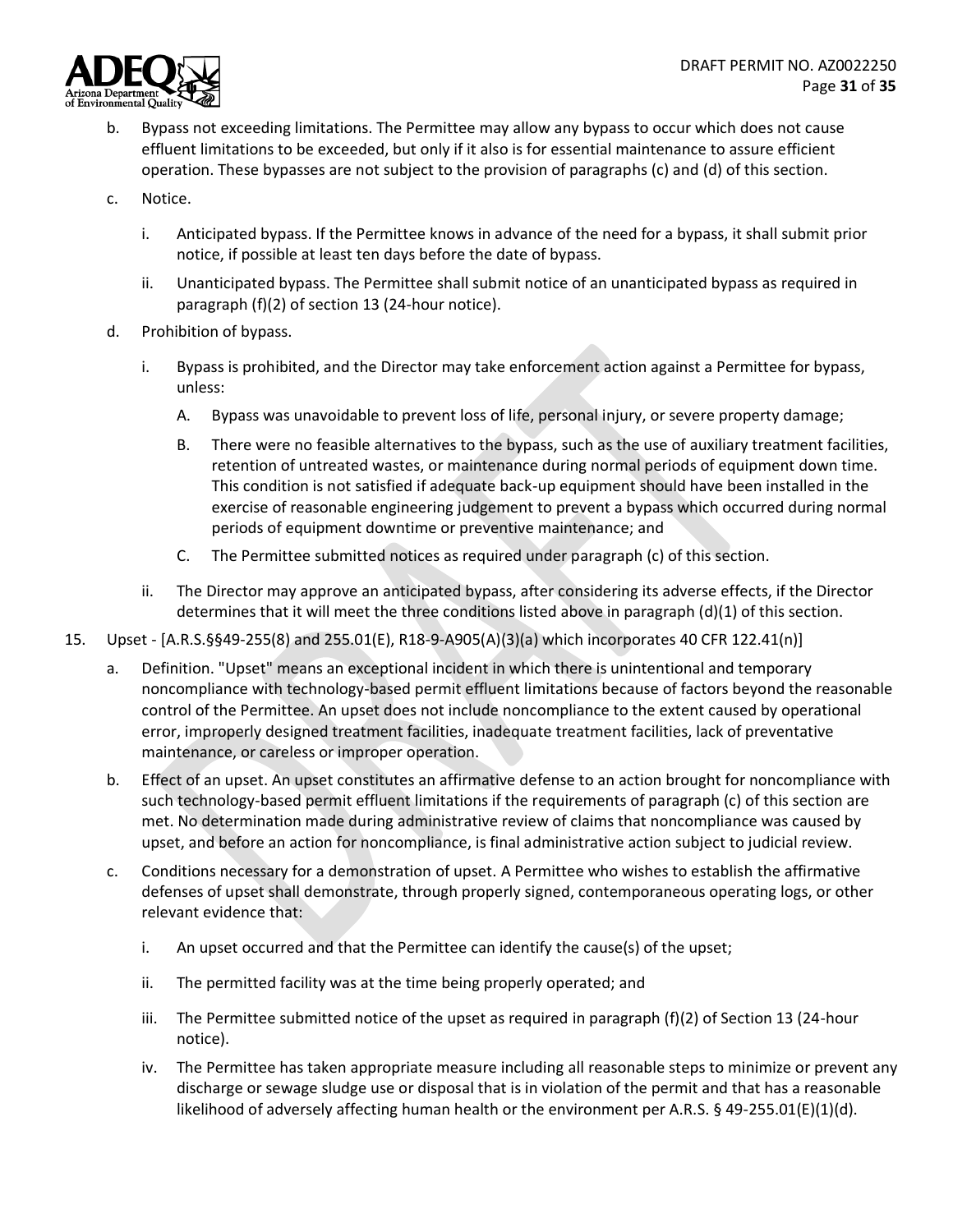b. Bypass not exceeding limitations. The Permittee may allow any bypass to occur which does not cause effluent limitations to be exceeded, but only if it also is for essential maintenance to assure efficient operation. These bypasses are not subject to the provision of paragraphs (c) and (d) of this section.

c. Notice.

   i. Anticipated bypass. If the Permittee knows in advance of the need for a bypass, it shall submit prior notice, if possible at least ten days before the date of bypass.

   ii. Unanticipated bypass. The Permittee shall submit notice of an unanticipated bypass as required in paragraph (f)(2) of section 13 (24-hour notice).

d. Prohibition of bypass.

   i. Bypass is prohibited, and the Director may take enforcement action against a Permittee for bypass, unless:

      A. Bypass was unavoidable to prevent loss of life, personal injury, or severe property damage;

      B. There were no feasible alternatives to the bypass, such as the use of auxiliary treatment facilities, retention of untreated wastes, or maintenance during normal periods of equipment down time. This condition is not satisfied if adequate back-up equipment should have been installed in the exercise of reasonable engineering judgement to prevent a bypass which occurred during normal periods of equipment downtime or preventive maintenance; and

      C. The Permittee submitted notices as required under paragraph (c) of this section.

   ii. The Director may approve an anticipated bypass, after considering its adverse effects, if the Director determines that it will meet the three conditions listed above in paragraph (d)(1) of this section.

15. Upset - [A.R.S.§§49-255(8) and 255.01(E), R18-9-A905(A)(3)(a) which incorporates 40 CFR 122.41(n)]

a. Definition. "Upset" means an exceptional incident in which there is unintentional and temporary noncompliance with technology-based permit effluent limitations because of factors beyond the reasonable control of the Permittee. An upset does not include noncompliance to the extent caused by operational error, improperly designed treatment facilities, inadequate treatment facilities, lack of preventative maintenance, or careless or improper operation.

b. Effect of an upset. An upset constitutes an affirmative defense to an action brought for noncompliance with such technology-based permit effluent limitations if the requirements of paragraph (c) of this section are met. No determination made during administrative review of claims that noncompliance was caused by upset, and before an action for noncompliance, is final administrative action subject to judicial review.

c. Conditions necessary for a demonstration of upset. A Permittee who wishes to establish the affirmative defenses of upset shall demonstrate, through properly signed, contemporaneous operating logs, or other relevant evidence that:

   i. An upset occurred and that the Permittee can identify the cause(s) of the upset;

   ii. The permitted facility was at the time being properly operated; and

   iii. The Permittee submitted notice of the upset as required in paragraph (f)(2) of Section 13 (24-hour notice).

   iv. The Permittee has taken appropriate measure including all reasonable steps to minimize or prevent any discharge or sewage sludge use or disposal that is in violation of the permit and that has a reasonable likelihood of adversely affecting human health or the environment per A.R.S. § 49-255.01(E)(1)(d).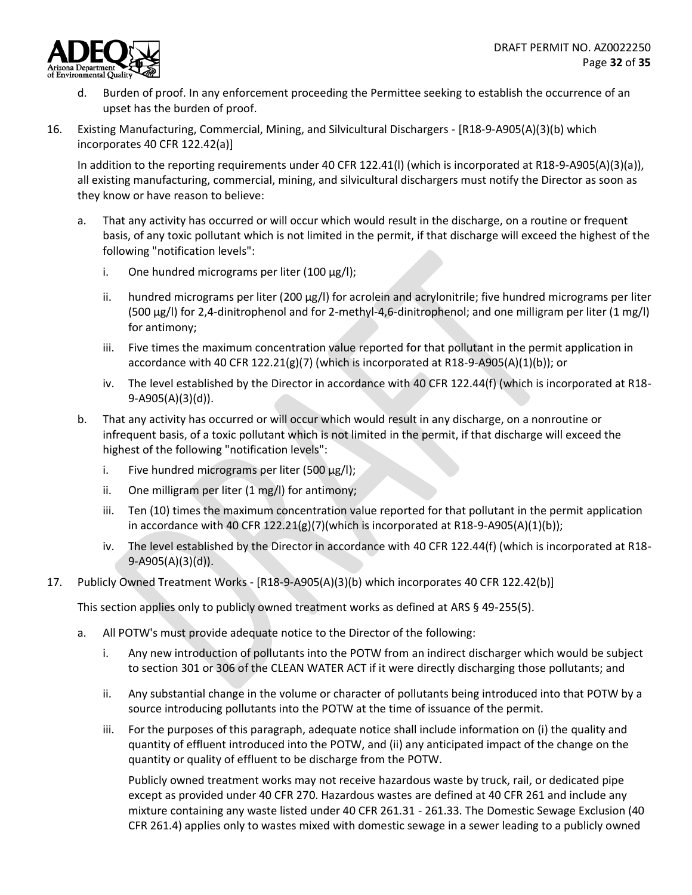d. Burden of proof. In any enforcement proceeding the Permittee seeking to establish the occurrence of an upset has the burden of proof.

16. Existing Manufacturing, Commercial, Mining, and Silvicultural Dischargers - [R18-9-A905(A)(3)(b) which incorporates 40 CFR 122.42(a)]

    In addition to the reporting requirements under 40 CFR 122.41(l) (which is incorporated at R18-9-A905(A)(3)(a)), all existing manufacturing, commercial, mining, and silvicultural dischargers must notify the Director as soon as they know or have reason to believe:

    a. That any activity has occurred or will occur which would result in the discharge, on a routine or frequent basis, of any toxic pollutant which is not limited in the permit, if that discharge will exceed the highest of the following "notification levels":

       i. One hundred micrograms per liter (100 µg/l);

       ii. hundred micrograms per liter (200 µg/l) for acrolein and acrylonitrile; five hundred micrograms per liter (500 µg/l) for 2,4-dinitrophenol and for 2-methyl-4,6-dinitrophenol; and one milligram per liter (1 mg/l) for antimony;

       iii. Five times the maximum concentration value reported for that pollutant in the permit application in accordance with 40 CFR 122.21(g)(7) (which is incorporated at R18-9-A905(A)(1)(b)); or

       iv. The level established by the Director in accordance with 40 CFR 122.44(f) (which is incorporated at R18-9-A905(A)(3)(d)).

    b. That any activity has occurred or will occur which would result in any discharge, on a nonroutine or infrequent basis, of a toxic pollutant which is not limited in the permit, if that discharge will exceed the highest of the following "notification levels":

       i. Five hundred micrograms per liter (500 µg/l);

       ii. One milligram per liter (1 mg/l) for antimony;

       iii. Ten (10) times the maximum concentration value reported for that pollutant in the permit application in accordance with 40 CFR 122.21(g)(7)(which is incorporated at R18-9-A905(A)(1)(b));

       iv. The level established by the Director in accordance with 40 CFR 122.44(f) (which is incorporated at R18-9-A905(A)(3)(d)).

17. Publicly Owned Treatment Works - [R18-9-A905(A)(3)(b) which incorporates 40 CFR 122.42(b)]

    This section applies only to publicly owned treatment works as defined at ARS § 49-255(5).

    a. All POTW's must provide adequate notice to the Director of the following:

       i. Any new introduction of pollutants into the POTW from an indirect discharger which would be subject to section 301 or 306 of the CLEAN WATER ACT if it were directly discharging those pollutants; and

       ii. Any substantial change in the volume or character of pollutants being introduced into that POTW by a source introducing pollutants into the POTW at the time of issuance of the permit.

       iii. For the purposes of this paragraph, adequate notice shall include information on (i) the quality and quantity of effluent introduced into the POTW, and (ii) any anticipated impact of the change on the quantity or quality of effluent to be discharge from the POTW.

       Publicly owned treatment works may not receive hazardous waste by truck, rail, or dedicated pipe except as provided under 40 CFR 270. Hazardous wastes are defined at 40 CFR 261 and include any mixture containing any waste listed under 40 CFR 261.31 - 261.33. The Domestic Sewage Exclusion (40 CFR 261.4) applies only to wastes mixed with domestic sewage in a sewer leading to a publicly owned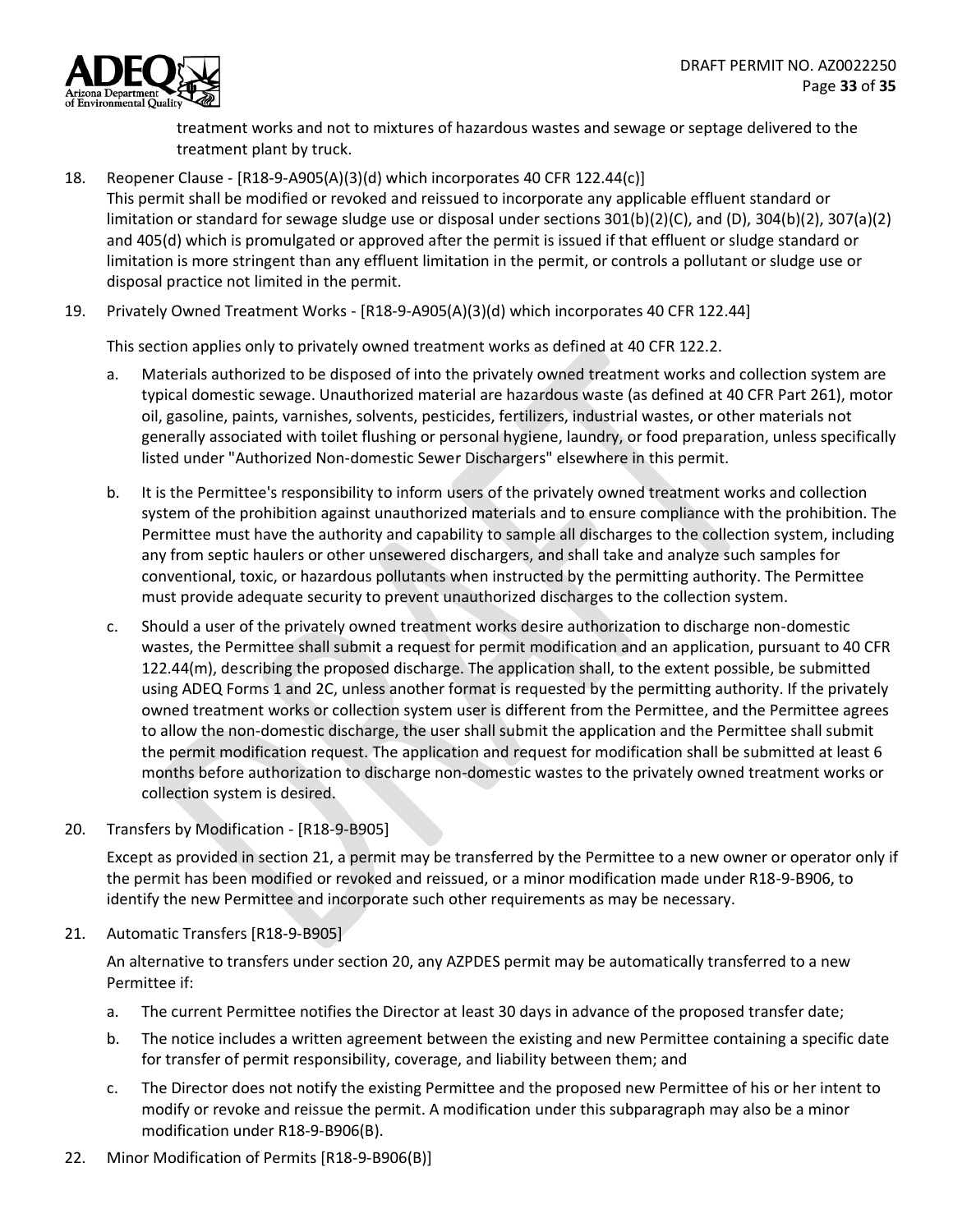treatment works and not to mixtures of hazardous wastes and sewage or septage delivered to the treatment plant by truck.

18. Reopener Clause - [R18-9-A905(A)(3)(d) which incorporates 40 CFR 122.44(c)]
This permit shall be modified or revoked and reissued to incorporate any applicable effluent standard or limitation or standard for sewage sludge use or disposal under sections 301(b)(2)(C), and (D), 304(b)(2), 307(a)(2) and 405(d) which is promulgated or approved after the permit is issued if that effluent or sludge standard or limitation is more stringent than any effluent limitation in the permit, or controls a pollutant or sludge use or disposal practice not limited in the permit.

19. Privately Owned Treatment Works - [R18-9-A905(A)(3)(d) which incorporates 40 CFR 122.44]

    This section applies only to privately owned treatment works as defined at 40 CFR 122.2.

    a. Materials authorized to be disposed of into the privately owned treatment works and collection system are typical domestic sewage. Unauthorized material are hazardous waste (as defined at 40 CFR Part 261), motor oil, gasoline, paints, varnishes, solvents, pesticides, fertilizers, industrial wastes, or other materials not generally associated with toilet flushing or personal hygiene, laundry, or food preparation, unless specifically listed under "Authorized Non-domestic Sewer Dischargers" elsewhere in this permit.

    b. It is the Permittee's responsibility to inform users of the privately owned treatment works and collection system of the prohibition against unauthorized materials and to ensure compliance with the prohibition. The Permittee must have the authority and capability to sample all discharges to the collection system, including any from septic haulers or other unsewered dischargers, and shall take and analyze such samples for conventional, toxic, or hazardous pollutants when instructed by the permitting authority. The Permittee must provide adequate security to prevent unauthorized discharges to the collection system.

    c. Should a user of the privately owned treatment works desire authorization to discharge non-domestic wastes, the Permittee shall submit a request for permit modification and an application, pursuant to 40 CFR 122.44(m), describing the proposed discharge. The application shall, to the extent possible, be submitted using ADEQ Forms 1 and 2C, unless another format is requested by the permitting authority. If the privately owned treatment works or collection system user is different from the Permittee, and the Permittee agrees to allow the non-domestic discharge, the user shall submit the application and the Permittee shall submit the permit modification request. The application and request for modification shall be submitted at least 6 months before authorization to discharge non-domestic wastes to the privately owned treatment works or collection system is desired.

20. Transfers by Modification - [R18-9-B905]

    Except as provided in section 21, a permit may be transferred by the Permittee to a new owner or operator only if the permit has been modified or revoked and reissued, or a minor modification made under R18-9-B906, to identify the new Permittee and incorporate such other requirements as may be necessary.

21. Automatic Transfers [R18-9-B905]

    An alternative to transfers under section 20, any AZPDES permit may be automatically transferred to a new Permittee if:

    a. The current Permittee notifies the Director at least 30 days in advance of the proposed transfer date;

    b. The notice includes a written agreement between the existing and new Permittee containing a specific date for transfer of permit responsibility, coverage, and liability between them; and

    c. The Director does not notify the existing Permittee and the proposed new Permittee of his or her intent to modify or revoke and reissue the permit. A modification under this subparagraph may also be a minor modification under R18-9-B906(B).

22. Minor Modification of Permits [R18-9-B906(B)]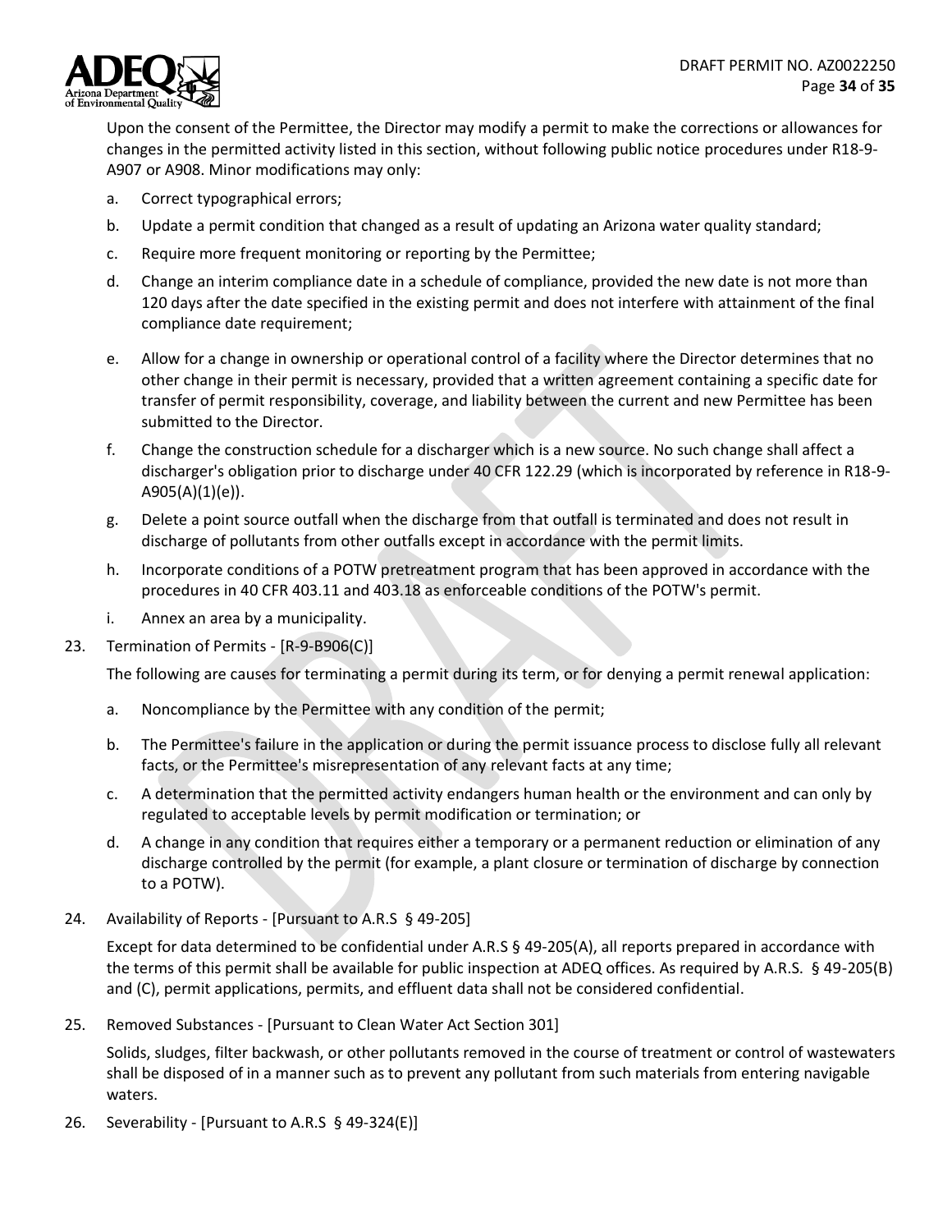Upon the consent of the Permittee, the Director may modify a permit to make the corrections or allowances for changes in the permitted activity listed in this section, without following public notice procedures under R18-9-A907 or A908. Minor modifications may only:

a. Correct typographical errors;

b. Update a permit condition that changed as a result of updating an Arizona water quality standard;

c. Require more frequent monitoring or reporting by the Permittee;

d. Change an interim compliance date in a schedule of compliance, provided the new date is not more than 120 days after the date specified in the existing permit and does not interfere with attainment of the final compliance date requirement;

e. Allow for a change in ownership or operational control of a facility where the Director determines that no other change in their permit is necessary, provided that a written agreement containing a specific date for transfer of permit responsibility, coverage, and liability between the current and new Permittee has been submitted to the Director.

f. Change the construction schedule for a discharger which is a new source. No such change shall affect a discharger's obligation prior to discharge under 40 CFR 122.29 (which is incorporated by reference in R18-9-A905(A)(1)(e)).

g. Delete a point source outfall when the discharge from that outfall is terminated and does not result in discharge of pollutants from other outfalls except in accordance with the permit limits.

h. Incorporate conditions of a POTW pretreatment program that has been approved in accordance with the procedures in 40 CFR 403.11 and 403.18 as enforceable conditions of the POTW's permit.

i. Annex an area by a municipality.

23. Termination of Permits - [R-9-B906(C)]

The following are causes for terminating a permit during its term, or for denying a permit renewal application:

a. Noncompliance by the Permittee with any condition of the permit;

b. The Permittee's failure in the application or during the permit issuance process to disclose fully all relevant facts, or the Permittee's misrepresentation of any relevant facts at any time;

c. A determination that the permitted activity endangers human health or the environment and can only by regulated to acceptable levels by permit modification or termination; or

d. A change in any condition that requires either a temporary or a permanent reduction or elimination of any discharge controlled by the permit (for example, a plant closure or termination of discharge by connection to a POTW).

24. Availability of Reports - [Pursuant to A.R.S § 49-205]

Except for data determined to be confidential under A.R.S § 49-205(A), all reports prepared in accordance with the terms of this permit shall be available for public inspection at ADEQ offices. As required by A.R.S. § 49-205(B) and (C), permit applications, permits, and effluent data shall not be considered confidential.

25. Removed Substances - [Pursuant to Clean Water Act Section 301]

Solids, sludges, filter backwash, or other pollutants removed in the course of treatment or control of wastewaters shall be disposed of in a manner such as to prevent any pollutant from such materials from entering navigable waters.

26. Severability - [Pursuant to A.R.S § 49-324(E)]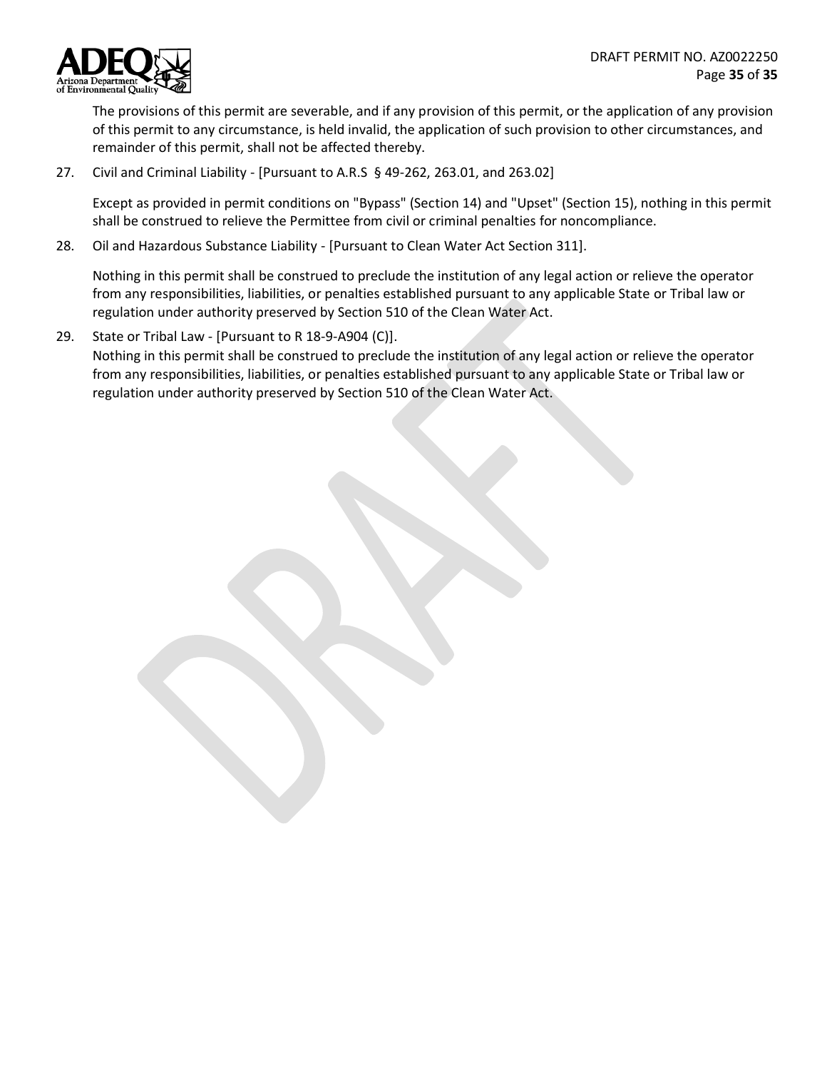The provisions of this permit are severable, and if any provision of this permit, or the application of any provision of this permit to any circumstance, is held invalid, the application of such provision to other circumstances, and remainder of this permit, shall not be affected thereby.

27. Civil and Criminal Liability - [Pursuant to A.R.S § 49-262, 263.01, and 263.02]

    Except as provided in permit conditions on "Bypass" (Section 14) and "Upset" (Section 15), nothing in this permit shall be construed to relieve the Permittee from civil or criminal penalties for noncompliance.

28. Oil and Hazardous Substance Liability - [Pursuant to Clean Water Act Section 311].

    Nothing in this permit shall be construed to preclude the institution of any legal action or relieve the operator from any responsibilities, liabilities, or penalties established pursuant to any applicable State or Tribal law or regulation under authority preserved by Section 510 of the Clean Water Act.

29. State or Tribal Law - [Pursuant to R 18-9-A904 (C)].
    Nothing in this permit shall be construed to preclude the institution of any legal action or relieve the operator from any responsibilities, liabilities, or penalties established pursuant to any applicable State or Tribal law or regulation under authority preserved by Section 510 of the Clean Water Act.